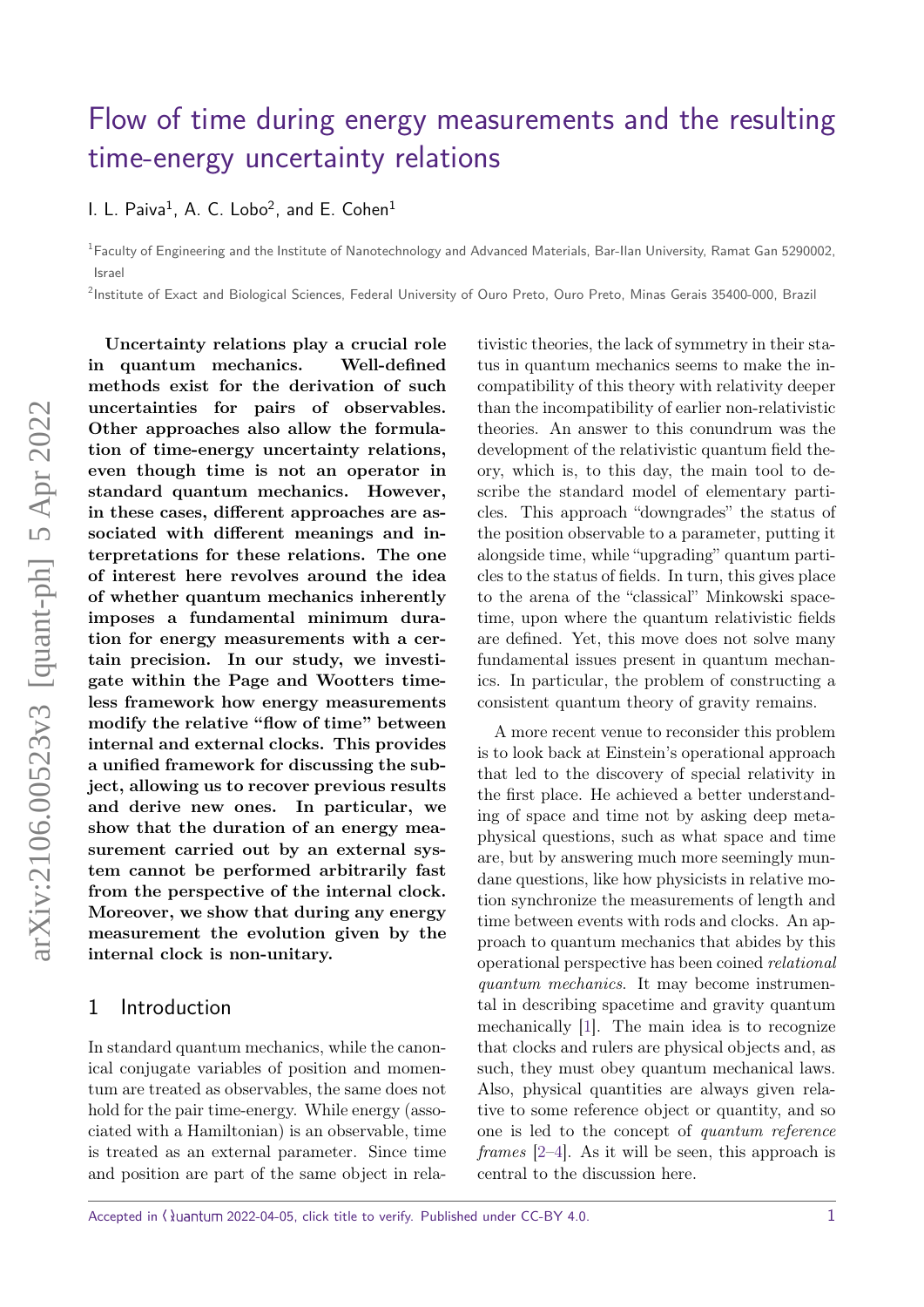# Flow of time during energy measurements and the resulting time-energy uncertainty relations

I. L. Paiva[1], A. C. Lobo[2], and E. Cohen[1]

[1]Faculty of Engineering and the Institute of Nanotechnology and Advanced Materials, Bar-Ilan University, Ramat Gan 5290002, Israel

[2]Institute of Exact and Biological Sciences, Federal University of Ouro Preto, Ouro Preto, Minas Gerais 35400-000, Brazil

**Uncertainty relations play a crucial role in quantum mechanics. Well-defined methods exist for the derivation of such uncertainties for pairs of observables. Other approaches also allow the formulation of time-energy uncertainty relations, even though time is not an operator in standard quantum mechanics. However, in these cases, different approaches are associated with different meanings and interpretations for these relations. The one of interest here revolves around the idea of whether quantum mechanics inherently imposes a fundamental minimum duration for energy measurements with a certain precision. In our study, we investigate within the Page and Wootters timeless framework how energy measurements modify the relative "flow of time" between internal and external clocks. This provides a unified framework for discussing the subject, allowing us to recover previous results and derive new ones. In particular, we show that the duration of an energy measurement carried out by an external system cannot be performed arbitrarily fast from the perspective of the internal clock. Moreover, we show that during any energy measurement the evolution given by the internal clock is non-unitary.**

## 1 Introduction

In standard quantum mechanics, while the canonical conjugate variables of position and momentum are treated as observables, the same does not hold for the pair time-energy. While energy (associated with a Hamiltonian) is an observable, time is treated as an external parameter. Since time and position are part of the same object in relativistic theories, the lack of symmetry in their status in quantum mechanics seems to make the incompatibility of this theory with relativity deeper than the incompatibility of earlier non-relativistic theories. An answer to this conundrum was the development of the relativistic quantum field theory, which is, to this day, the main tool to describe the standard model of elementary particles. This approach "downgrades" the status of the position observable to a parameter, putting it alongside time, while "upgrading" quantum particles to the status of fields. In turn, this gives place to the arena of the "classical" Minkowski spacetime, upon where the quantum relativistic fields are defined. Yet, this move does not solve many fundamental issues present in quantum mechanics. In particular, the problem of constructing a consistent quantum theory of gravity remains.

A more recent venue to reconsider this problem is to look back at Einstein's operational approach that led to the discovery of special relativity in the first place. He achieved a better understanding of space and time not by asking deep metaphysical questions, such as what space and time are, but by answering much more seemingly mundane questions, like how physicists in relative motion synchronize the measurements of length and time between events with rods and clocks. An approach to quantum mechanics that abides by this operational perspective has been coined *relational quantum mechanics*. It may become instrumental in describing spacetime and gravity quantum mechanically [1]. The main idea is to recognize that clocks and rulers are physical objects and, as such, they must obey quantum mechanical laws. Also, physical quantities are always given relative to some reference object or quantity, and so one is led to the concept of *quantum reference frames* [2–4]. As it will be seen, this approach is central to the discussion here.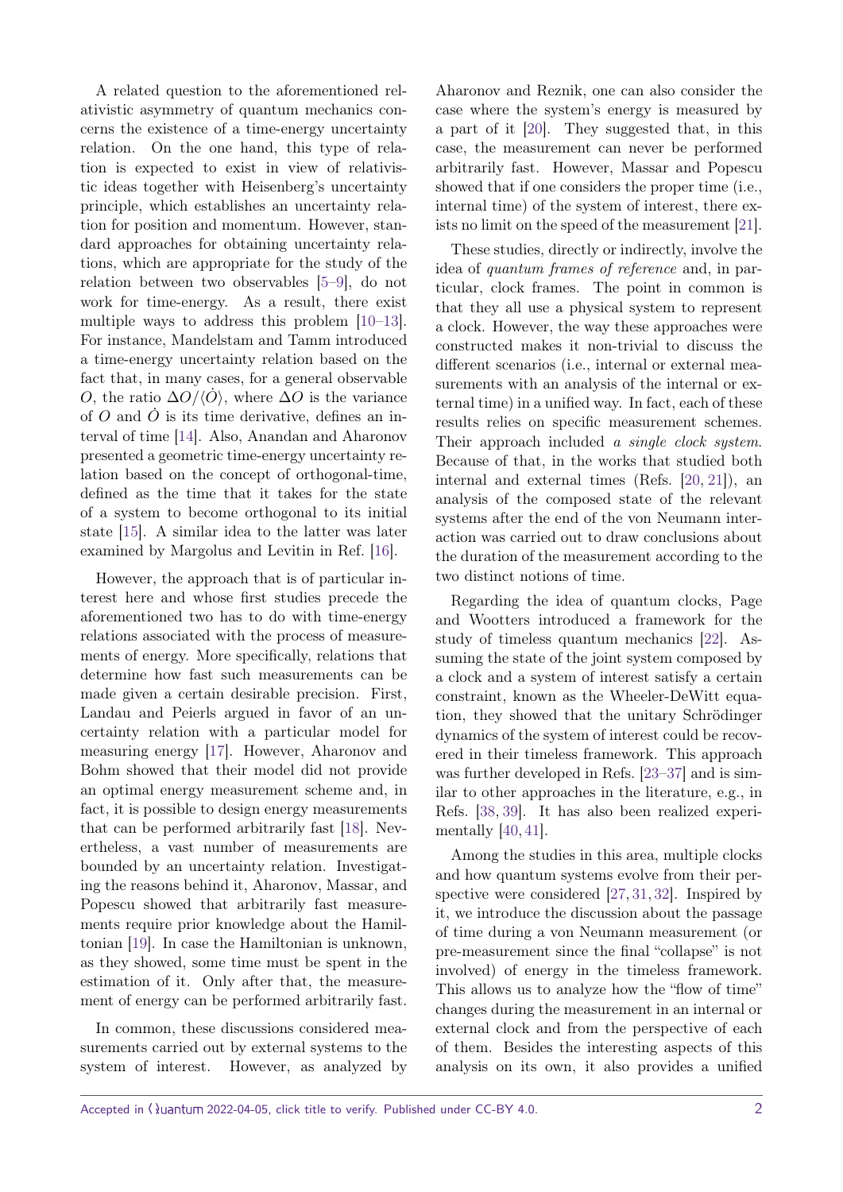A related question to the aforementioned relativistic asymmetry of quantum mechanics concerns the existence of a time-energy uncertainty relation. On the one hand, this type of relation is expected to exist in view of relativistic ideas together with Heisenberg's uncertainty principle, which establishes an uncertainty relation for position and momentum. However, standard approaches for obtaining uncertainty relations, which are appropriate for the study of the relation between two observables [5–9], do not work for time-energy. As a result, there exist multiple ways to address this problem [10–13]. For instance, Mandelstam and Tamm introduced a time-energy uncertainty relation based on the fact that, in many cases, for a general observable $O$, the ratio $\Delta O/\langle \dot{O} \rangle$, where $\Delta O$ is the variance of $O$ and $\dot{O}$ is its time derivative, defines an interval of time [14]. Also, Anandan and Aharonov presented a geometric time-energy uncertainty relation based on the concept of orthogonal-time, defined as the time that it takes for the state of a system to become orthogonal to its initial state [15]. A similar idea to the latter was later examined by Margolus and Levitin in Ref. [16].

However, the approach that is of particular interest here and whose first studies precede the aforementioned two has to do with time-energy relations associated with the process of measurements of energy. More specifically, relations that determine how fast such measurements can be made given a certain desirable precision. First, Landau and Peierls argued in favor of an uncertainty relation with a particular model for measuring energy [17]. However, Aharonov and Bohm showed that their model did not provide an optimal energy measurement scheme and, in fact, it is possible to design energy measurements that can be performed arbitrarily fast [18]. Nevertheless, a vast number of measurements are bounded by an uncertainty relation. Investigating the reasons behind it, Aharonov, Massar, and Popescu showed that arbitrarily fast measurements require prior knowledge about the Hamiltonian [19]. In case the Hamiltonian is unknown, as they showed, some time must be spent in the estimation of it. Only after that, the measurement of energy can be performed arbitrarily fast.

In common, these discussions considered measurements carried out by external systems to the system of interest. However, as analyzed by Aharonov and Reznik, one can also consider the case where the system's energy is measured by a part of it [20]. They suggested that, in this case, the measurement can never be performed arbitrarily fast. However, Massar and Popescu showed that if one considers the proper time (i.e., internal time) of the system of interest, there exists no limit on the speed of the measurement [21].

These studies, directly or indirectly, involve the idea of *quantum frames of reference* and, in particular, clock frames. The point in common is that they all use a physical system to represent a clock. However, the way these approaches were constructed makes it non-trivial to discuss the different scenarios (i.e., internal or external measurements with an analysis of the internal or external time) in a unified way. In fact, each of these results relies on specific measurement schemes. Their approach included *a single clock system*. Because of that, in the works that studied both internal and external times (Refs. [20, 21]), an analysis of the composed state of the relevant systems after the end of the von Neumann interaction was carried out to draw conclusions about the duration of the measurement according to the two distinct notions of time.

Regarding the idea of quantum clocks, Page and Wootters introduced a framework for the study of timeless quantum mechanics [22]. Assuming the state of the joint system composed by a clock and a system of interest satisfy a certain constraint, known as the Wheeler-DeWitt equation, they showed that the unitary Schrödinger dynamics of the system of interest could be recovered in their timeless framework. This approach was further developed in Refs. [23–37] and is similar to other approaches in the literature, e.g., in Refs. [38, 39]. It has also been realized experimentally [40, 41].

Among the studies in this area, multiple clocks and how quantum systems evolve from their perspective were considered [27, 31, 32]. Inspired by it, we introduce the discussion about the passage of time during a von Neumann measurement (or pre-measurement since the final "collapse" is not involved) of energy in the timeless framework. This allows us to analyze how the "flow of time" changes during the measurement in an internal or external clock and from the perspective of each of them. Besides the interesting aspects of this analysis on its own, it also provides a unified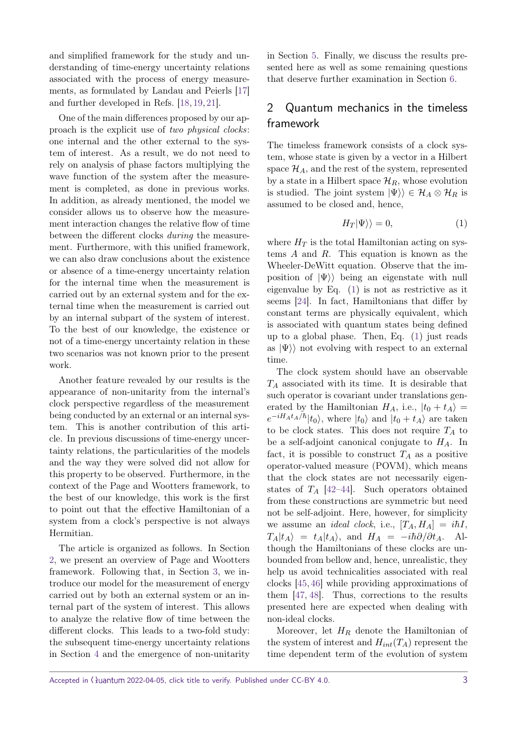and simplified framework for the study and understanding of time-energy uncertainty relations associated with the process of energy measurements, as formulated by Landau and Peierls [17] and further developed in Refs. [18, 19, 21].

One of the main differences proposed by our approach is the explicit use of *two physical clocks*: one internal and the other external to the system of interest. As a result, we do not need to rely on analysis of phase factors multiplying the wave function of the system after the measurement is completed, as done in previous works. In addition, as already mentioned, the model we consider allows us to observe how the measurement interaction changes the relative flow of time between the different clocks *during* the measurement. Furthermore, with this unified framework, we can also draw conclusions about the existence or absence of a time-energy uncertainty relation for the internal time when the measurement is carried out by an external system and for the external time when the measurement is carried out by an internal subpart of the system of interest. To the best of our knowledge, the existence or not of a time-energy uncertainty relation in these two scenarios was not known prior to the present work.

Another feature revealed by our results is the appearance of non-unitarity from the internal's clock perspective regardless of the measurement being conducted by an external or an internal system. This is another contribution of this article. In previous discussions of time-energy uncertainty relations, the particularities of the models and the way they were solved did not allow for this property to be observed. Furthermore, in the context of the Page and Wootters framework, to the best of our knowledge, this work is the first to point out that the effective Hamiltonian of a system from a clock's perspective is not always Hermitian.

The article is organized as follows. In Section 2, we present an overview of Page and Wootters framework. Following that, in Section 3, we introduce our model for the measurement of energy carried out by both an external system or an internal part of the system of interest. This allows to analyze the relative flow of time between the different clocks. This leads to a two-fold study: the subsequent time-energy uncertainty relations in Section 4 and the emergence of non-unitarity in Section 5. Finally, we discuss the results presented here as well as some remaining questions that deserve further examination in Section 6.

## 2 Quantum mechanics in the timeless framework

The timeless framework consists of a clock system, whose state is given by a vector in a Hilbert space $\mathcal{H}_A$, and the rest of the system, represented by a state in a Hilbert space $\mathcal{H}_R$, whose evolution is studied. The joint system $|\Psi\rangle\rangle \in \mathcal{H}_A \otimes \mathcal{H}_R$ is assumed to be closed and, hence,

$$H_T|\Psi\rangle\rangle = 0, \tag{1}$$

where $H_T$ is the total Hamiltonian acting on systems $A$ and $R$. This equation is known as the Wheeler-DeWitt equation. Observe that the imposition of $|\Psi\rangle\rangle$ being an eigenstate with null eigenvalue by Eq. (1) is not as restrictive as it seems [24]. In fact, Hamiltonians that differ by constant terms are physically equivalent, which is associated with quantum states being defined up to a global phase. Then, Eq. (1) just reads as $|\Psi\rangle\rangle$ not evolving with respect to an external time.

The clock system should have an observable $T_A$ associated with its time. It is desirable that such operator is covariant under translations generated by the Hamiltonian $H_A$, i.e., $|t_0 + t_A\rangle = e^{-iH_A t_A/\hbar}|t_0\rangle$, where $|t_0\rangle$ and $|t_0 + t_A\rangle$ are taken to be clock states. This does not require $T_A$ to be a self-adjoint canonical conjugate to $H_A$. In fact, it is possible to construct $T_A$ as a positive operator-valued measure (POVM), which means that the clock states are not necessarily eigenstates of $T_A$ [42–44]. Such operators obtained from these constructions are symmetric but need not be self-adjoint. Here, however, for simplicity we assume an *ideal clock*, i.e., $[T_A, H_A] = i\hbar I$, $T_A|t_A\rangle = t_A|t_A\rangle$, and $H_A = -i\hbar\partial/\partial t_A$. Although the Hamiltonians of these clocks are unbounded from bellow and, hence, unrealistic, they help us avoid technicalities associated with real clocks [45, 46] while providing approximations of them [47, 48]. Thus, corrections to the results presented here are expected when dealing with non-ideal clocks.

Moreover, let $H_R$ denote the Hamiltonian of the system of interest and $H_{int}(T_A)$ represent the time dependent term of the evolution of system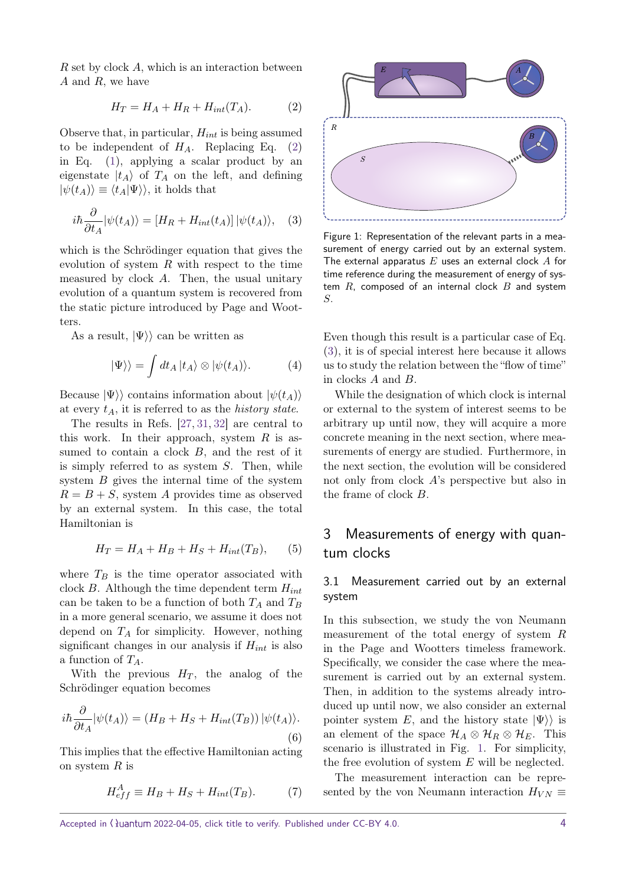$R$ set by clock $A$, which is an interaction between $A$ and $R$, we have

$$H_T = H_A + H_R + H_{int}(T_A). \tag{2}$$

Observe that, in particular, $H_{int}$ is being assumed to be independent of $H_A$. Replacing Eq. (2) in Eq. (1), applying a scalar product by an eigenstate $|t_A\rangle$ of $T_A$ on the left, and defining $|\psi(t_A)\rangle \equiv \langle t_A|\Psi\rangle\rangle$, it holds that

$$i\hbar \frac{\partial}{\partial t_A} |\psi(t_A)\rangle = [H_R + H_{int}(t_A)] \, |\psi(t_A)\rangle, \tag{3}$$

which is the Schrödinger equation that gives the evolution of system $R$ with respect to the time measured by clock $A$. Then, the usual unitary evolution of a quantum system is recovered from the static picture introduced by Page and Wootters.

As a result, $|\Psi\rangle\rangle$ can be written as

$$|\Psi\rangle\rangle = \int dt_A \, |t_A\rangle \otimes |\psi(t_A)\rangle. \tag{4}$$

Because $|\Psi\rangle\rangle$ contains information about $|\psi(t_A)\rangle$ at every $t_A$, it is referred to as the *history state*.

The results in Refs. [27, 31, 32] are central to this work. In their approach, system $R$ is assumed to contain a clock $B$, and the rest of it is simply referred to as system $S$. Then, while system $B$ gives the internal time of the system $R = B + S$, system $A$ provides time as observed by an external system. In this case, the total Hamiltonian is

$$H_T = H_A + H_B + H_S + H_{int}(T_B), \tag{5}$$

where $T_B$ is the time operator associated with clock $B$. Although the time dependent term $H_{int}$ can be taken to be a function of both $T_A$ and $T_B$ in a more general scenario, we assume it does not depend on $T_A$ for simplicity. However, nothing significant changes in our analysis if $H_{int}$ is also a function of $T_A$.

With the previous $H_T$, the analog of the Schrödinger equation becomes

$$i\hbar \frac{\partial}{\partial t_A} |\psi(t_A)\rangle = (H_B + H_S + H_{int}(T_B)) \, |\psi(t_A)\rangle. \tag{6}$$

This implies that the effective Hamiltonian acting on system $R$ is

$$H^A_{eff} \equiv H_B + H_S + H_{int}(T_B). \tag{7}$$

Figure 1: Representation of the relevant parts in a measurement of energy carried out by an external system. The external apparatus $E$ uses an external clock $A$ for time reference during the measurement of energy of system $R$, composed of an internal clock $B$ and system $S$.

Even though this result is a particular case of Eq. (3), it is of special interest here because it allows us to study the relation between the "flow of time" in clocks $A$ and $B$.

While the designation of which clock is internal or external to the system of interest seems to be arbitrary up until now, they will acquire a more concrete meaning in the next section, where measurements of energy are studied. Furthermore, in the next section, the evolution will be considered not only from clock $A$'s perspective but also in the frame of clock $B$.

## 3 Measurements of energy with quantum clocks

### 3.1 Measurement carried out by an external system

In this subsection, we study the von Neumann measurement of the total energy of system $R$ in the Page and Wootters timeless framework. Specifically, we consider the case where the measurement is carried out by an external system. Then, in addition to the systems already introduced up until now, we also consider an external pointer system $E$, and the history state $|\Psi\rangle\rangle$ is an element of the space $\mathcal{H}_A \otimes \mathcal{H}_R \otimes \mathcal{H}_E$. This scenario is illustrated in Fig. 1. For simplicity, the free evolution of system $E$ will be neglected.

The measurement interaction can be represented by the von Neumann interaction $H_{VN} \equiv$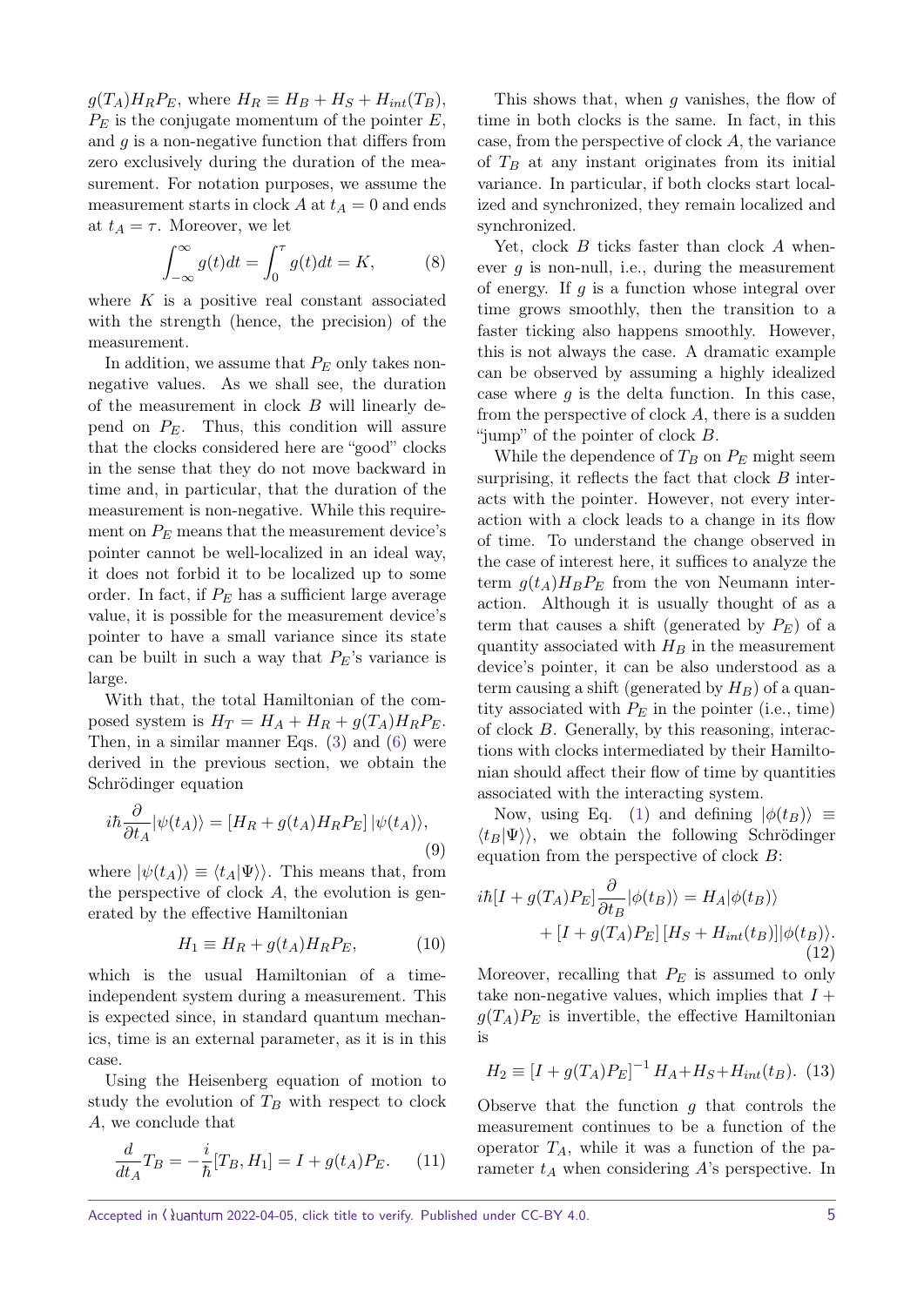$g(T_A)H_RP_E$, where $H_R \equiv H_B + H_S + H_{int}(T_B)$, $P_E$ is the conjugate momentum of the pointer $E$, and $g$ is a non-negative function that differs from zero exclusively during the duration of the measurement. For notation purposes, we assume the measurement starts in clock $A$ at $t_A = 0$ and ends at $t_A = \tau$. Moreover, we let

$$\int_{-\infty}^{\infty} g(t)dt = \int_{0}^{\tau} g(t)dt = K, \tag{8}$$

where $K$ is a positive real constant associated with the strength (hence, the precision) of the measurement.

In addition, we assume that $P_E$ only takes non-negative values. As we shall see, the duration of the measurement in clock $B$ will linearly depend on $P_E$. Thus, this condition will assure that the clocks considered here are "good" clocks in the sense that they do not move backward in time and, in particular, that the duration of the measurement is non-negative. While this requirement on $P_E$ means that the measurement device's pointer cannot be well-localized in an ideal way, it does not forbid it to be localized up to some order. In fact, if $P_E$ has a sufficient large average value, it is possible for the measurement device's pointer to have a small variance since its state can be built in such a way that $P_E$'s variance is large.

With that, the total Hamiltonian of the composed system is $H_T = H_A + H_R + g(T_A)H_RP_E$. Then, in a similar manner Eqs. (3) and (6) were derived in the previous section, we obtain the Schrödinger equation

$$i\hbar\frac{\partial}{\partial t_A}|\psi(t_A)\rangle = [H_R + g(t_A)H_RP_E]\,|\psi(t_A)\rangle, \tag{9}$$

where $|\psi(t_A)\rangle \equiv \langle t_A|\Psi\rangle\rangle$. This means that, from the perspective of clock $A$, the evolution is generated by the effective Hamiltonian

$$H_1 \equiv H_R + g(t_A)H_RP_E, \tag{10}$$

which is the usual Hamiltonian of a time-independent system during a measurement. This is expected since, in standard quantum mechanics, time is an external parameter, as it is in this case.

Using the Heisenberg equation of motion to study the evolution of $T_B$ with respect to clock $A$, we conclude that

$$\frac{d}{dt_A}T_B = -\frac{i}{\hbar}[T_B, H_1] = I + g(t_A)P_E. \tag{11}$$

This shows that, when $g$ vanishes, the flow of time in both clocks is the same. In fact, in this case, from the perspective of clock $A$, the variance of $T_B$ at any instant originates from its initial variance. In particular, if both clocks start localized and synchronized, they remain localized and synchronized.

Yet, clock $B$ ticks faster than clock $A$ whenever $g$ is non-null, i.e., during the measurement of energy. If $g$ is a function whose integral over time grows smoothly, then the transition to a faster ticking also happens smoothly. However, this is not always the case. A dramatic example can be observed by assuming a highly idealized case where $g$ is the delta function. In this case, from the perspective of clock $A$, there is a sudden "jump" of the pointer of clock $B$.

While the dependence of $T_B$ on $P_E$ might seem surprising, it reflects the fact that clock $B$ interacts with the pointer. However, not every interaction with a clock leads to a change in its flow of time. To understand the change observed in the case of interest here, it suffices to analyze the term $g(t_A)H_BP_E$ from the von Neumann interaction. Although it is usually thought of as a term that causes a shift (generated by $P_E$) of a quantity associated with $H_B$ in the measurement device's pointer, it can be also understood as a term causing a shift (generated by $H_B$) of a quantity associated with $P_E$ in the pointer (i.e., time) of clock $B$. Generally, by this reasoning, interactions with clocks intermediated by their Hamiltonian should affect their flow of time by quantities associated with the interacting system.

Now, using Eq. (1) and defining $|\phi(t_B)\rangle \equiv \langle t_B|\Psi\rangle\rangle$, we obtain the following Schrödinger equation from the perspective of clock $B$:

$$\begin{aligned}i\hbar[I + g(T_A)P_E]\frac{\partial}{\partial t_B}|\phi(t_B)\rangle &= H_A|\phi(t_B)\rangle \\ &+ [I + g(T_A)P_E]\,[H_S + H_{int}(t_B)]|\phi(t_B)\rangle.\end{aligned} \tag{12}$$

Moreover, recalling that $P_E$ is assumed to only take non-negative values, which implies that $I + g(T_A)P_E$ is invertible, the effective Hamiltonian is

$$H_2 \equiv [I + g(T_A)P_E]^{-1}\,H_A + H_S + H_{int}(t_B). \tag{13}$$

Observe that the function $g$ that controls the measurement continues to be a function of the operator $T_A$, while it was a function of the parameter $t_A$ when considering $A$'s perspective. In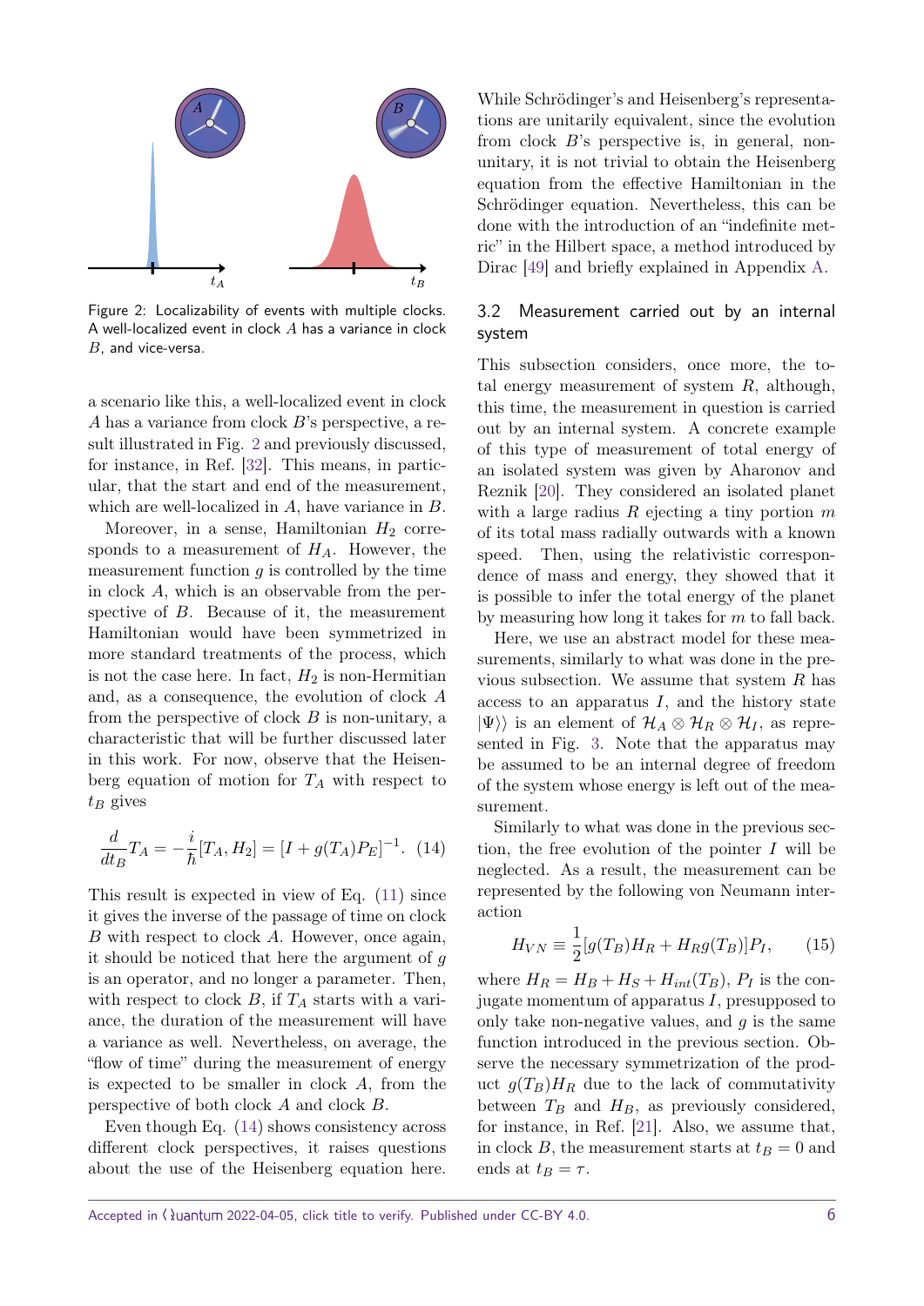Figure 2: Localizability of events with multiple clocks. A well-localized event in clock $A$ has a variance in clock $B$, and vice-versa.

a scenario like this, a well-localized event in clock $A$ has a variance from clock $B$'s perspective, a result illustrated in Fig. 2 and previously discussed, for instance, in Ref. [32]. This means, in particular, that the start and end of the measurement, which are well-localized in $A$, have variance in $B$.

Moreover, in a sense, Hamiltonian $H_2$ corresponds to a measurement of $H_A$. However, the measurement function $g$ is controlled by the time in clock $A$, which is an observable from the perspective of $B$. Because of it, the measurement Hamiltonian would have been symmetrized in more standard treatments of the process, which is not the case here. In fact, $H_2$ is non-Hermitian and, as a consequence, the evolution of clock $A$ from the perspective of clock $B$ is non-unitary, a characteristic that will be further discussed later in this work. For now, observe that the Heisenberg equation of motion for $T_A$ with respect to $t_B$ gives

$$\frac{d}{dt_B}T_A = -\frac{i}{\hbar}[T_A, H_2] = [I + g(T_A)P_E]^{-1}. \quad (14)$$

This result is expected in view of Eq. (11) since it gives the inverse of the passage of time on clock $B$ with respect to clock $A$. However, once again, it should be noticed that here the argument of $g$ is an operator, and no longer a parameter. Then, with respect to clock $B$, if $T_A$ starts with a variance, the duration of the measurement will have a variance as well. Nevertheless, on average, the "flow of time" during the measurement of energy is expected to be smaller in clock $A$, from the perspective of both clock $A$ and clock $B$.

Even though Eq. (14) shows consistency across different clock perspectives, it raises questions about the use of the Heisenberg equation here. While Schrödinger's and Heisenberg's representations are unitarily equivalent, since the evolution from clock $B$'s perspective is, in general, non-unitary, it is not trivial to obtain the Heisenberg equation from the effective Hamiltonian in the Schrödinger equation. Nevertheless, this can be done with the introduction of an "indefinite metric" in the Hilbert space, a method introduced by Dirac [49] and briefly explained in Appendix A.

### 3.2 Measurement carried out by an internal system

This subsection considers, once more, the total energy measurement of system $R$, although, this time, the measurement in question is carried out by an internal system. A concrete example of this type of measurement of total energy of an isolated system was given by Aharonov and Reznik [20]. They considered an isolated planet with a large radius $R$ ejecting a tiny portion $m$ of its total mass radially outwards with a known speed. Then, using the relativistic correspondence of mass and energy, they showed that it is possible to infer the total energy of the planet by measuring how long it takes for $m$ to fall back.

Here, we use an abstract model for these measurements, similarly to what was done in the previous subsection. We assume that system $R$ has access to an apparatus $I$, and the history state $|\Psi\rangle\rangle$ is an element of $\mathcal{H}_A \otimes \mathcal{H}_R \otimes \mathcal{H}_I$, as represented in Fig. 3. Note that the apparatus may be assumed to be an internal degree of freedom of the system whose energy is left out of the measurement.

Similarly to what was done in the previous section, the free evolution of the pointer $I$ will be neglected. As a result, the measurement can be represented by the following von Neumann interaction

$$H_{VN} \equiv \frac{1}{2}[g(T_B)H_R + H_R g(T_B)]P_I, \quad (15)$$

where $H_R = H_B + H_S + H_{int}(T_B)$, $P_I$ is the conjugate momentum of apparatus $I$, presupposed to only take non-negative values, and $g$ is the same function introduced in the previous section. Observe the necessary symmetrization of the product $g(T_B)H_R$ due to the lack of commutativity between $T_B$ and $H_B$, as previously considered, for instance, in Ref. [21]. Also, we assume that, in clock $B$, the measurement starts at $t_B = 0$ and ends at $t_B = \tau$.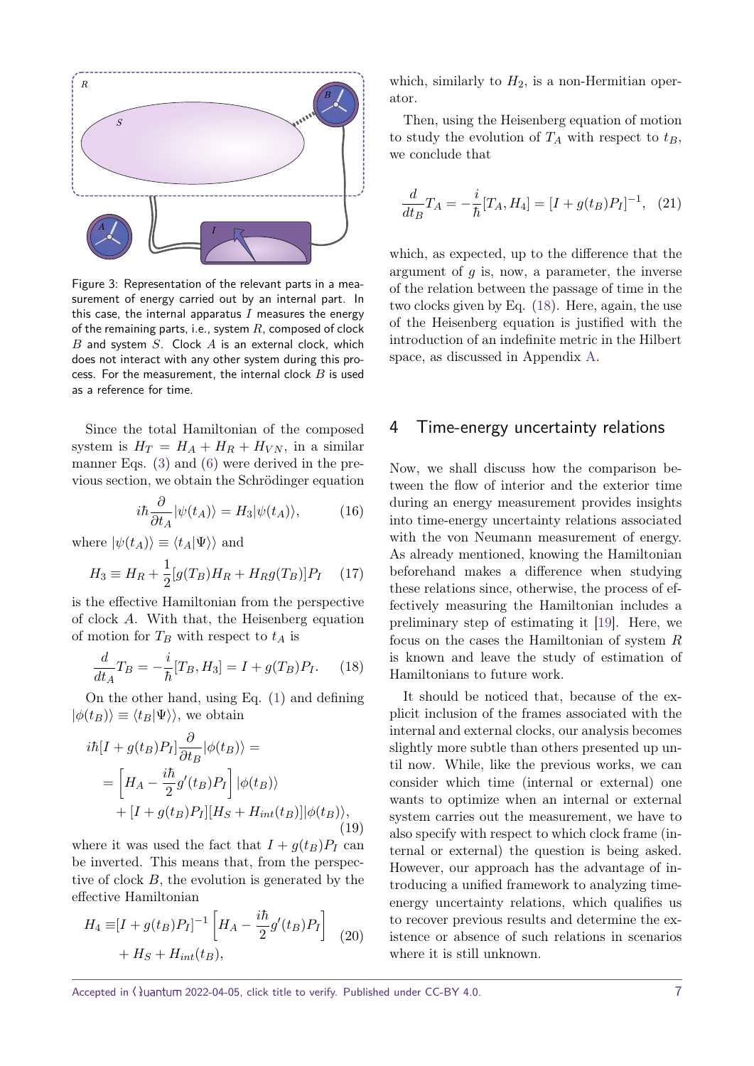Figure 3: Representation of the relevant parts in a measurement of energy carried out by an internal part. In this case, the internal apparatus $I$ measures the energy of the remaining parts, i.e., system $R$, composed of clock $B$ and system $S$. Clock $A$ is an external clock, which does not interact with any other system during this process. For the measurement, the internal clock $B$ is used as a reference for time.

Since the total Hamiltonian of the composed system is $H_T = H_A + H_R + H_{VN}$, in a similar manner Eqs. (3) and (6) were derived in the previous section, we obtain the Schrödinger equation

$$i\hbar \frac{\partial}{\partial t_A} |\psi(t_A)\rangle = H_3 |\psi(t_A)\rangle, \tag{16}$$

where $|\psi(t_A)\rangle \equiv \langle t_A|\Psi\rangle\rangle$ and

$$H_3 \equiv H_R + \frac{1}{2}[g(T_B)H_R + H_R g(T_B)]P_I \tag{17}$$

is the effective Hamiltonian from the perspective of clock $A$. With that, the Heisenberg equation of motion for $T_B$ with respect to $t_A$ is

$$\frac{d}{dt_A} T_B = -\frac{i}{\hbar}[T_B, H_3] = I + g(T_B)P_I. \tag{18}$$

On the other hand, using Eq. (1) and defining $|\phi(t_B)\rangle \equiv \langle t_B|\Psi\rangle\rangle$, we obtain

$$\begin{aligned} i\hbar[I + g(t_B)P_I]\frac{\partial}{\partial t_B}|\phi(t_B)\rangle &= \\ = \left[H_A - \frac{i\hbar}{2} g'(t_B)P_I\right] |\phi(t_B)\rangle& \\ + [I + g(t_B)P_I][H_S + H_{int}(t_B)]|\phi(t_B)\rangle&, \end{aligned} \tag{19}$$

where it was used the fact that $I + g(t_B)P_I$ can be inverted. This means that, from the perspective of clock $B$, the evolution is generated by the effective Hamiltonian

$$\begin{aligned} H_4 \equiv& [I + g(t_B)P_I]^{-1} \left[H_A - \frac{i\hbar}{2} g'(t_B)P_I\right] \\ &+ H_S + H_{int}(t_B), \end{aligned} \tag{20}$$

which, similarly to $H_2$, is a non-Hermitian operator.

Then, using the Heisenberg equation of motion to study the evolution of $T_A$ with respect to $t_B$, we conclude that

$$\frac{d}{dt_B} T_A = -\frac{i}{\hbar}[T_A, H_4] = [I + g(t_B)P_I]^{-1}, \tag{21}$$

which, as expected, up to the difference that the argument of $g$ is, now, a parameter, the inverse of the relation between the passage of time in the two clocks given by Eq. (18). Here, again, the use of the Heisenberg equation is justified with the introduction of an indefinite metric in the Hilbert space, as discussed in Appendix A.

## 4 Time-energy uncertainty relations

Now, we shall discuss how the comparison between the flow of interior and the exterior time during an energy measurement provides insights into time-energy uncertainty relations associated with the von Neumann measurement of energy. As already mentioned, knowing the Hamiltonian beforehand makes a difference when studying these relations since, otherwise, the process of effectively measuring the Hamiltonian includes a preliminary step of estimating it [19]. Here, we focus on the cases the Hamiltonian of system $R$ is known and leave the study of estimation of Hamiltonians to future work.

It should be noticed that, because of the explicit inclusion of the frames associated with the internal and external clocks, our analysis becomes slightly more subtle than others presented up until now. While, like the previous works, we can consider which time (internal or external) one wants to optimize when an internal or external system carries out the measurement, we have to also specify with respect to which clock frame (internal or external) the question is being asked. However, our approach has the advantage of introducing a unified framework to analyzing time-energy uncertainty relations, which qualifies us to recover previous results and determine the existence or absence of such relations in scenarios where it is still unknown.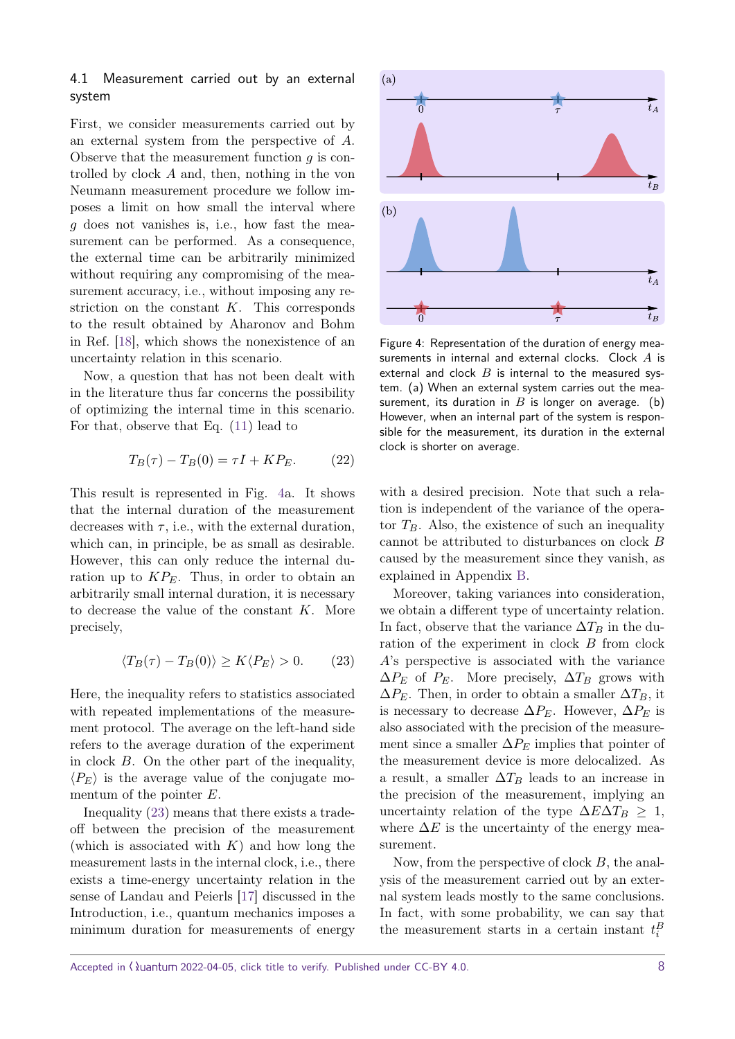### 4.1 Measurement carried out by an external system

First, we consider measurements carried out by an external system from the perspective of $A$. Observe that the measurement function $g$ is controlled by clock $A$ and, then, nothing in the von Neumann measurement procedure we follow imposes a limit on how small the interval where $g$ does not vanishes is, i.e., how fast the measurement can be performed. As a consequence, the external time can be arbitrarily minimized without requiring any compromising of the measurement accuracy, i.e., without imposing any restriction on the constant $K$. This corresponds to the result obtained by Aharonov and Bohm in Ref. [18], which shows the nonexistence of an uncertainty relation in this scenario.

Now, a question that has not been dealt with in the literature thus far concerns the possibility of optimizing the internal time in this scenario. For that, observe that Eq. (11) lead to

$$T_B(\tau) - T_B(0) = \tau I + K P_E. \tag{22}$$

This result is represented in Fig. 4a. It shows that the internal duration of the measurement decreases with $\tau$, i.e., with the external duration, which can, in principle, be as small as desirable. However, this can only reduce the internal duration up to $KP_E$. Thus, in order to obtain an arbitrarily small internal duration, it is necessary to decrease the value of the constant $K$. More precisely,

$$\langle T_B(\tau) - T_B(0)\rangle \geq K\langle P_E\rangle > 0. \tag{23}$$

Here, the inequality refers to statistics associated with repeated implementations of the measurement protocol. The average on the left-hand side refers to the average duration of the experiment in clock $B$. On the other part of the inequality, $\langle P_E\rangle$ is the average value of the conjugate momentum of the pointer $E$.

Inequality (23) means that there exists a trade-off between the precision of the measurement (which is associated with $K$) and how long the measurement lasts in the internal clock, i.e., there exists a time-energy uncertainty relation in the sense of Landau and Peierls [17] discussed in the Introduction, i.e., quantum mechanics imposes a minimum duration for measurements of energy with a desired precision. Note that such a relation is independent of the variance of the operator $T_B$. Also, the existence of such an inequality cannot be attributed to disturbances on clock $B$ caused by the measurement since they vanish, as explained in Appendix B.

Figure 4: Representation of the duration of energy measurements in internal and external clocks. Clock $A$ is external and clock $B$ is internal to the measured system. (a) When an external system carries out the measurement, its duration in $B$ is longer on average. (b) However, when an internal part of the system is responsible for the measurement, its duration in the external clock is shorter on average.

Moreover, taking variances into consideration, we obtain a different type of uncertainty relation. In fact, observe that the variance $\Delta T_B$ in the duration of the experiment in clock $B$ from clock $A$'s perspective is associated with the variance $\Delta P_E$ of $P_E$. More precisely, $\Delta T_B$ grows with $\Delta P_E$. Then, in order to obtain a smaller $\Delta T_B$, it is necessary to decrease $\Delta P_E$. However, $\Delta P_E$ is also associated with the precision of the measurement since a smaller $\Delta P_E$ implies that pointer of the measurement device is more delocalized. As a result, a smaller $\Delta T_B$ leads to an increase in the precision of the measurement, implying an uncertainty relation of the type $\Delta E \Delta T_B \geq 1$, where $\Delta E$ is the uncertainty of the energy measurement.

Now, from the perspective of clock $B$, the analysis of the measurement carried out by an external system leads mostly to the same conclusions. In fact, with some probability, we can say that the measurement starts in a certain instant $t_i^B$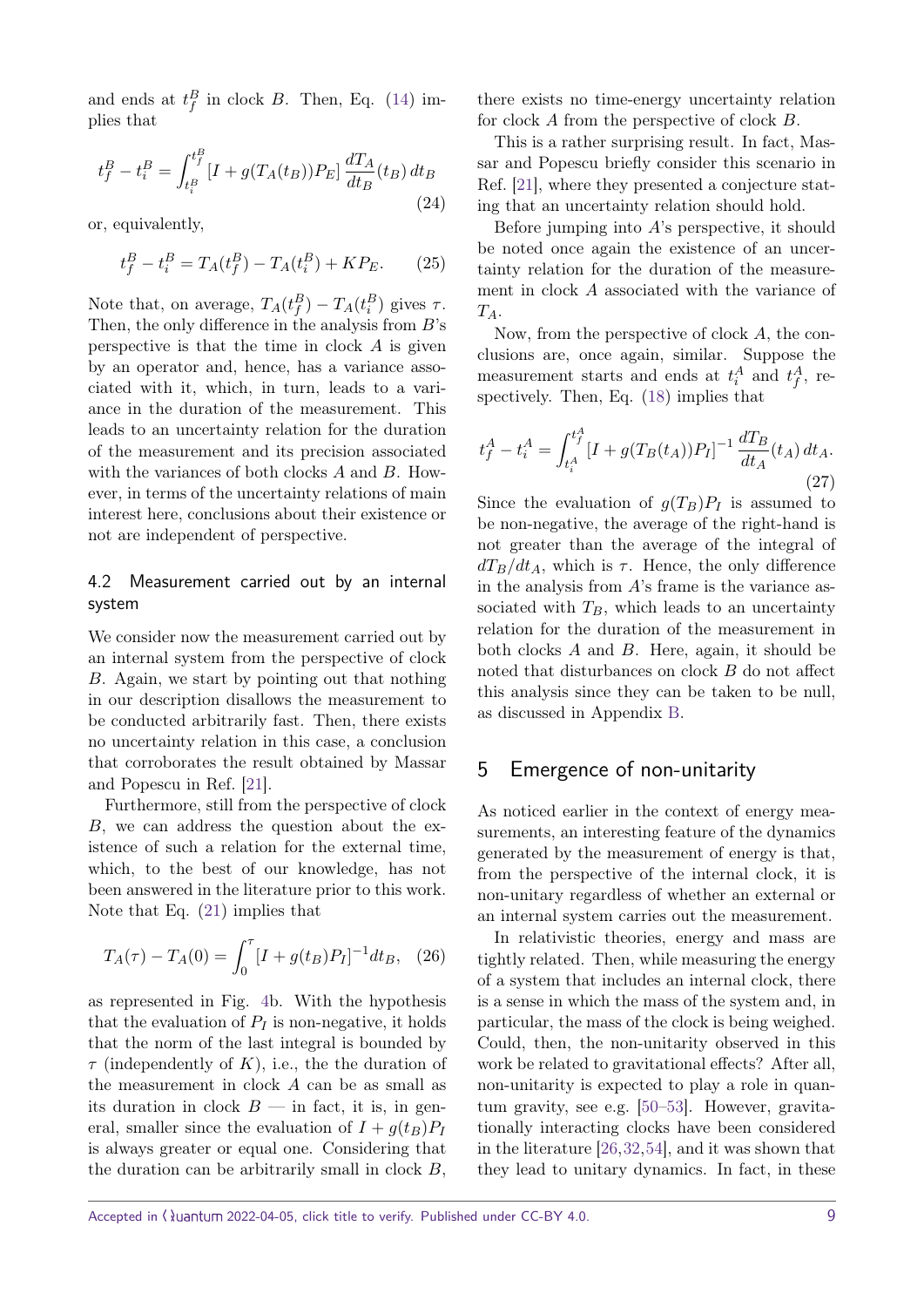and ends at $t_f^B$ in clock $B$. Then, Eq. (14) implies that

$$t_f^B - t_i^B = \int_{t_i^B}^{t_f^B} [I + g(T_A(t_B))P_E] \frac{dT_A}{dt_B}(t_B)\, dt_B \tag{24}$$

or, equivalently,

$$t_f^B - t_i^B = T_A(t_f^B) - T_A(t_i^B) + KP_E. \tag{25}$$

Note that, on average, $T_A(t_f^B) - T_A(t_i^B)$ gives $\tau$. Then, the only difference in the analysis from $B$'s perspective is that the time in clock $A$ is given by an operator and, hence, has a variance associated with it, which, in turn, leads to a variance in the duration of the measurement. This leads to an uncertainty relation for the duration of the measurement and its precision associated with the variances of both clocks $A$ and $B$. However, in terms of the uncertainty relations of main interest here, conclusions about their existence or not are independent of perspective.

### 4.2 Measurement carried out by an internal system

We consider now the measurement carried out by an internal system from the perspective of clock $B$. Again, we start by pointing out that nothing in our description disallows the measurement to be conducted arbitrarily fast. Then, there exists no uncertainty relation in this case, a conclusion that corroborates the result obtained by Massar and Popescu in Ref. [21].

Furthermore, still from the perspective of clock $B$, we can address the question about the existence of such a relation for the external time, which, to the best of our knowledge, has not been answered in the literature prior to this work. Note that Eq. (21) implies that

$$T_A(\tau) - T_A(0) = \int_0^\tau [I + g(t_B)P_I]^{-1} dt_B, \tag{26}$$

as represented in Fig. 4b. With the hypothesis that the evaluation of $P_I$ is non-negative, it holds that the norm of the last integral is bounded by $\tau$ (independently of $K$), i.e., the the duration of the measurement in clock $A$ can be as small as its duration in clock $B$ — in fact, it is, in general, smaller since the evaluation of $I + g(t_B)P_I$ is always greater or equal one. Considering that the duration can be arbitrarily small in clock $B$, there exists no time-energy uncertainty relation for clock $A$ from the perspective of clock $B$.

This is a rather surprising result. In fact, Massar and Popescu briefly consider this scenario in Ref. [21], where they presented a conjecture stating that an uncertainty relation should hold.

Before jumping into $A$'s perspective, it should be noted once again the existence of an uncertainty relation for the duration of the measurement in clock $A$ associated with the variance of $T_A$.

Now, from the perspective of clock $A$, the conclusions are, once again, similar. Suppose the measurement starts and ends at $t_i^A$ and $t_f^A$, respectively. Then, Eq. (18) implies that

$$t_f^A - t_i^A = \int_{t_i^A}^{t_f^A} [I + g(T_B(t_A))P_I]^{-1} \frac{dT_B}{dt_A}(t_A)\, dt_A. \tag{27}$$

Since the evaluation of $g(T_B)P_I$ is assumed to be non-negative, the average of the right-hand is not greater than the average of the integral of $dT_B/dt_A$, which is $\tau$. Hence, the only difference in the analysis from $A$'s frame is the variance associated with $T_B$, which leads to an uncertainty relation for the duration of the measurement in both clocks $A$ and $B$. Here, again, it should be noted that disturbances on clock $B$ do not affect this analysis since they can be taken to be null, as discussed in Appendix B.

## 5 Emergence of non-unitarity

As noticed earlier in the context of energy measurements, an interesting feature of the dynamics generated by the measurement of energy is that, from the perspective of the internal clock, it is non-unitary regardless of whether an external or an internal system carries out the measurement.

In relativistic theories, energy and mass are tightly related. Then, while measuring the energy of a system that includes an internal clock, there is a sense in which the mass of the system and, in particular, the mass of the clock is being weighed. Could, then, the non-unitarity observed in this work be related to gravitational effects? After all, non-unitarity is expected to play a role in quantum gravity, see e.g. [50–53]. However, gravitationally interacting clocks have been considered in the literature [26,32,54], and it was shown that they lead to unitary dynamics. In fact, in these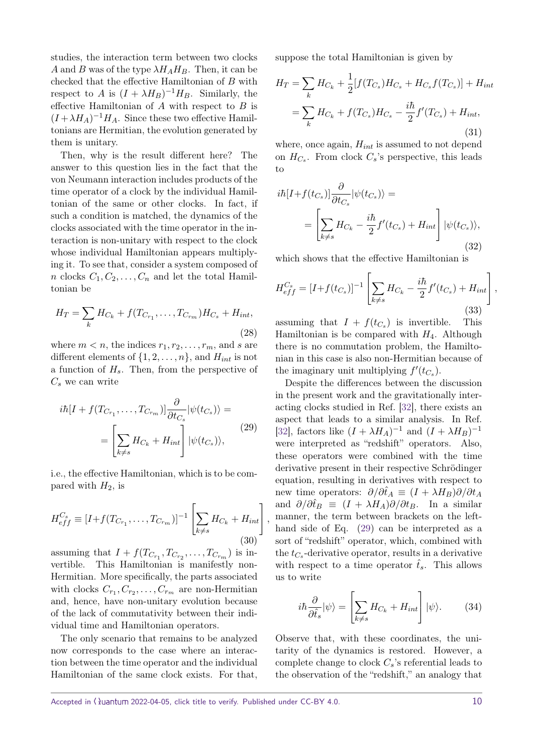studies, the interaction term between two clocks $A$ and $B$ was of the type $\lambda H_A H_B$. Then, it can be checked that the effective Hamiltonian of $B$ with respect to $A$ is $(I+\lambda H_B)^{-1}H_B$. Similarly, the effective Hamiltonian of $A$ with respect to $B$ is $(I+\lambda H_A)^{-1}H_A$. Since these two effective Hamiltonians are Hermitian, the evolution generated by them is unitary.

Then, why is the result different here? The answer to this question lies in the fact that the von Neumann interaction includes products of the time operator of a clock by the individual Hamiltonian of the same or other clocks. In fact, if such a condition is matched, the dynamics of the clocks associated with the time operator in the interaction is non-unitary with respect to the clock whose individual Hamiltonian appears multiplying it. To see that, consider a system composed of $n$ clocks $C_1, C_2, \ldots, C_n$ and let the total Hamiltonian be

$$H_T = \sum_k H_{C_k} + f(T_{C_{r_1}}, \ldots, T_{C_{r_m}})H_{C_s} + H_{int}, \tag{28}$$

where $m < n$, the indices $r_1, r_2, \ldots, r_m$, and $s$ are different elements of $\{1, 2, \ldots, n\}$, and $H_{int}$ is not a function of $H_s$. Then, from the perspective of $C_s$ we can write

$$\begin{aligned} i\hbar[I + f(T_{C_{r_1}}, \ldots, T_{C_{r_m}})]\frac{\partial}{\partial t_{C_s}}|\psi(t_{C_s})\rangle = \\ = \left[\sum_{k\neq s} H_{C_k} + H_{int}\right]|\psi(t_{C_s})\rangle, \end{aligned} \tag{29}$$

i.e., the effective Hamiltonian, which is to be compared with $H_2$, is

$$H_{eff}^{C_s} \equiv [I + f(T_{C_{r_1}}, \ldots, T_{C_{r_m}})]^{-1}\left[\sum_{k\neq s} H_{C_k} + H_{int}\right], \tag{30}$$

assuming that $I + f(T_{C_{r_1}}, T_{C_{r_2}}, \ldots, T_{C_{r_m}})$ is invertible. This Hamiltonian is manifestly non-Hermitian. More specifically, the parts associated with clocks $C_{r_1}, C_{r_2}, \ldots, C_{r_m}$ are non-Hermitian and, hence, have non-unitary evolution because of the lack of commutativity between their individual time and Hamiltonian operators.

The only scenario that remains to be analyzed now corresponds to the case where an interaction between the time operator and the individual Hamiltonian of the same clock exists. For that, suppose the total Hamiltonian is given by

$$\begin{aligned} H_T &= \sum_k H_{C_k} + \frac{1}{2}[f(T_{C_s})H_{C_s} + H_{C_s}f(T_{C_s})] + H_{int} \\ &= \sum_k H_{C_k} + f(T_{C_s})H_{C_s} - \frac{i\hbar}{2}f'(T_{C_s}) + H_{int}, \end{aligned} \tag{31}$$

where, once again, $H_{int}$ is assumed to not depend on $H_{C_s}$. From clock $C_s$'s perspective, this leads to

$$\begin{aligned} i\hbar[I + f(t_{C_s})]\frac{\partial}{\partial t_{C_s}}|\psi(t_{C_s})\rangle = \\ = \left[\sum_{k\neq s} H_{C_k} - \frac{i\hbar}{2}f'(t_{C_s}) + H_{int}\right]|\psi(t_{C_s})\rangle, \end{aligned} \tag{32}$$

which shows that the effective Hamiltonian is

$$H_{eff}^{C_s} = [I + f(t_{C_s})]^{-1}\left[\sum_{k\neq s} H_{C_k} - \frac{i\hbar}{2}f'(t_{C_s}) + H_{int}\right], \tag{33}$$

assuming that $I + f(t_{C_s})$ is invertible. This Hamiltonian is be compared with $H_4$. Although there is no commutation problem, the Hamiltonian in this case is also non-Hermitian because of the imaginary unit multiplying $f'(t_{C_s})$.

Despite the differences between the discussion in the present work and the gravitationally interacting clocks studied in Ref. [32], there exists an aspect that leads to a similar analysis. In Ref. [32], factors like $(I+\lambda H_A)^{-1}$ and $(I+\lambda H_B)^{-1}$ were interpreted as "redshift" operators. Also, these operators were combined with the time derivative present in their respective Schrödinger equation, resulting in derivatives with respect to new time operators: $\partial/\partial\hat{t}_A \equiv (I+\lambda H_B)\partial/\partial t_A$ and $\partial/\partial\hat{t}_B \equiv (I+\lambda H_A)\partial/\partial t_B$. In a similar manner, the term between brackets on the left-hand side of Eq. (29) can be interpreted as a sort of "redshift" operator, which, combined with the $t_{C_s}$-derivative operator, results in a derivative with respect to a time operator $\hat{t}_s$. This allows us to write

$$i\hbar\frac{\partial}{\partial\hat{t}_s}|\psi\rangle = \left[\sum_{k\neq s} H_{C_k} + H_{int}\right]|\psi\rangle. \tag{34}$$

Observe that, with these coordinates, the unitarity of the dynamics is restored. However, a complete change to clock $C_s$'s referential leads to the observation of the "redshift," an analogy that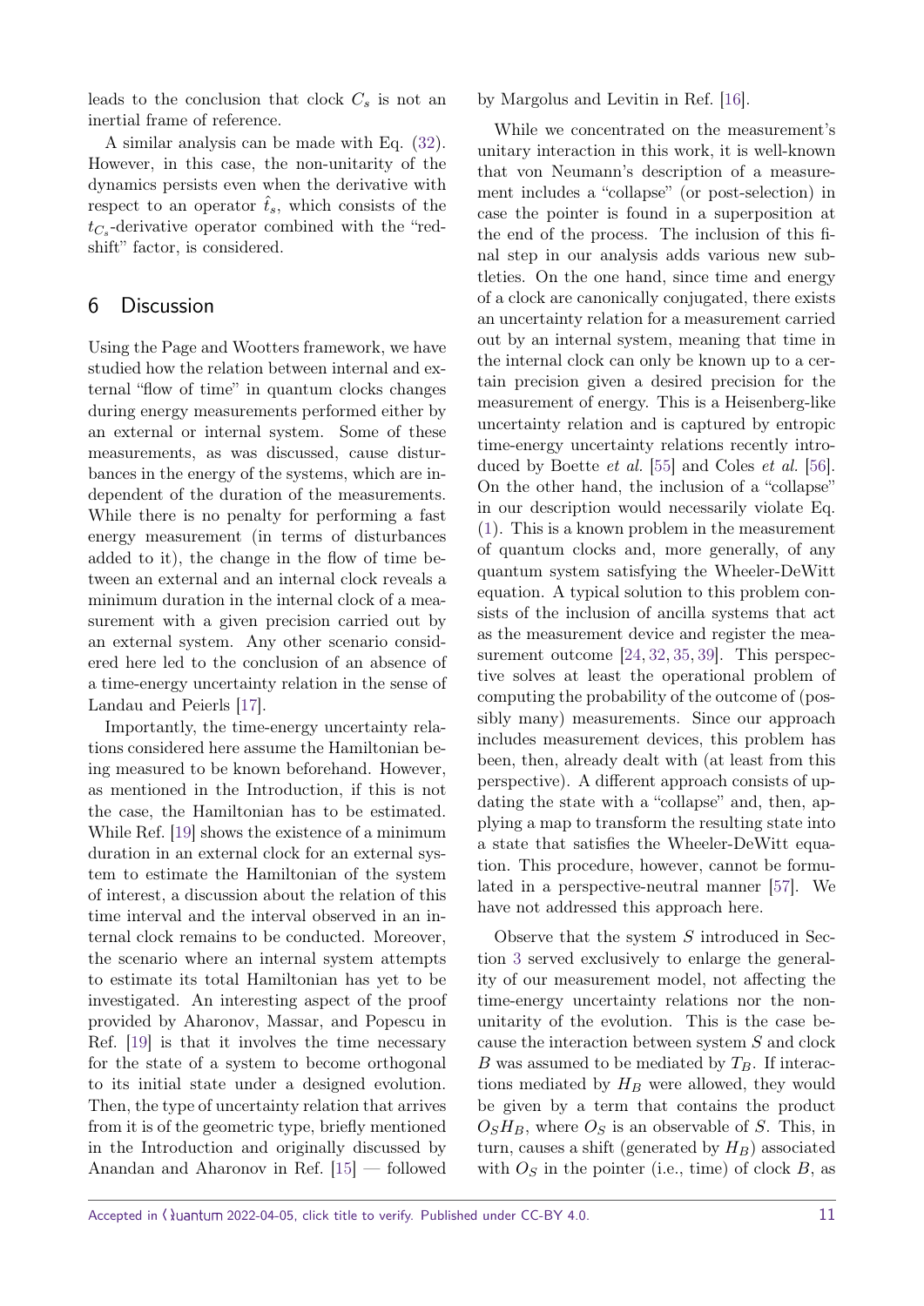leads to the conclusion that clock $C_s$ is not an inertial frame of reference.

A similar analysis can be made with Eq. (32). However, in this case, the non-unitarity of the dynamics persists even when the derivative with respect to an operator $\hat{t}_s$, which consists of the $t_{C_s}$-derivative operator combined with the "redshift" factor, is considered.

## 6 Discussion

Using the Page and Wootters framework, we have studied how the relation between internal and external "flow of time" in quantum clocks changes during energy measurements performed either by an external or internal system. Some of these measurements, as was discussed, cause disturbances in the energy of the systems, which are independent of the duration of the measurements. While there is no penalty for performing a fast energy measurement (in terms of disturbances added to it), the change in the flow of time between an external and an internal clock reveals a minimum duration in the internal clock of a measurement with a given precision carried out by an external system. Any other scenario considered here led to the conclusion of an absence of a time-energy uncertainty relation in the sense of Landau and Peierls [17].

Importantly, the time-energy uncertainty relations considered here assume the Hamiltonian being measured to be known beforehand. However, as mentioned in the Introduction, if this is not the case, the Hamiltonian has to be estimated. While Ref. [19] shows the existence of a minimum duration in an external clock for an external system to estimate the Hamiltonian of the system of interest, a discussion about the relation of this time interval and the interval observed in an internal clock remains to be conducted. Moreover, the scenario where an internal system attempts to estimate its total Hamiltonian has yet to be investigated. An interesting aspect of the proof provided by Aharonov, Massar, and Popescu in Ref. [19] is that it involves the time necessary for the state of a system to become orthogonal to its initial state under a designed evolution. Then, the type of uncertainty relation that arrives from it is of the geometric type, briefly mentioned in the Introduction and originally discussed by Anandan and Aharonov in Ref. [15] — followed by Margolus and Levitin in Ref. [16].

While we concentrated on the measurement's unitary interaction in this work, it is well-known that von Neumann's description of a measurement includes a "collapse" (or post-selection) in case the pointer is found in a superposition at the end of the process. The inclusion of this final step in our analysis adds various new subtleties. On the one hand, since time and energy of a clock are canonically conjugated, there exists an uncertainty relation for a measurement carried out by an internal system, meaning that time in the internal clock can only be known up to a certain precision given a desired precision for the measurement of energy. This is a Heisenberg-like uncertainty relation and is captured by entropic time-energy uncertainty relations recently introduced by Boette *et al.* [55] and Coles *et al.* [56]. On the other hand, the inclusion of a "collapse" in our description would necessarily violate Eq. (1). This is a known problem in the measurement of quantum clocks and, more generally, of any quantum system satisfying the Wheeler-DeWitt equation. A typical solution to this problem consists of the inclusion of ancilla systems that act as the measurement device and register the measurement outcome [24, 32, 35, 39]. This perspective solves at least the operational problem of computing the probability of the outcome of (possibly many) measurements. Since our approach includes measurement devices, this problem has been, then, already dealt with (at least from this perspective). A different approach consists of updating the state with a "collapse" and, then, applying a map to transform the resulting state into a state that satisfies the Wheeler-DeWitt equation. This procedure, however, cannot be formulated in a perspective-neutral manner [57]. We have not addressed this approach here.

Observe that the system $S$ introduced in Section 3 served exclusively to enlarge the generality of our measurement model, not affecting the time-energy uncertainty relations nor the non-unitarity of the evolution. This is the case because the interaction between system $S$ and clock $B$ was assumed to be mediated by $T_B$. If interactions mediated by $H_B$ were allowed, they would be given by a term that contains the product $O_S H_B$, where $O_S$ is an observable of $S$. This, in turn, causes a shift (generated by $H_B$) associated with $O_S$ in the pointer (i.e., time) of clock $B$, as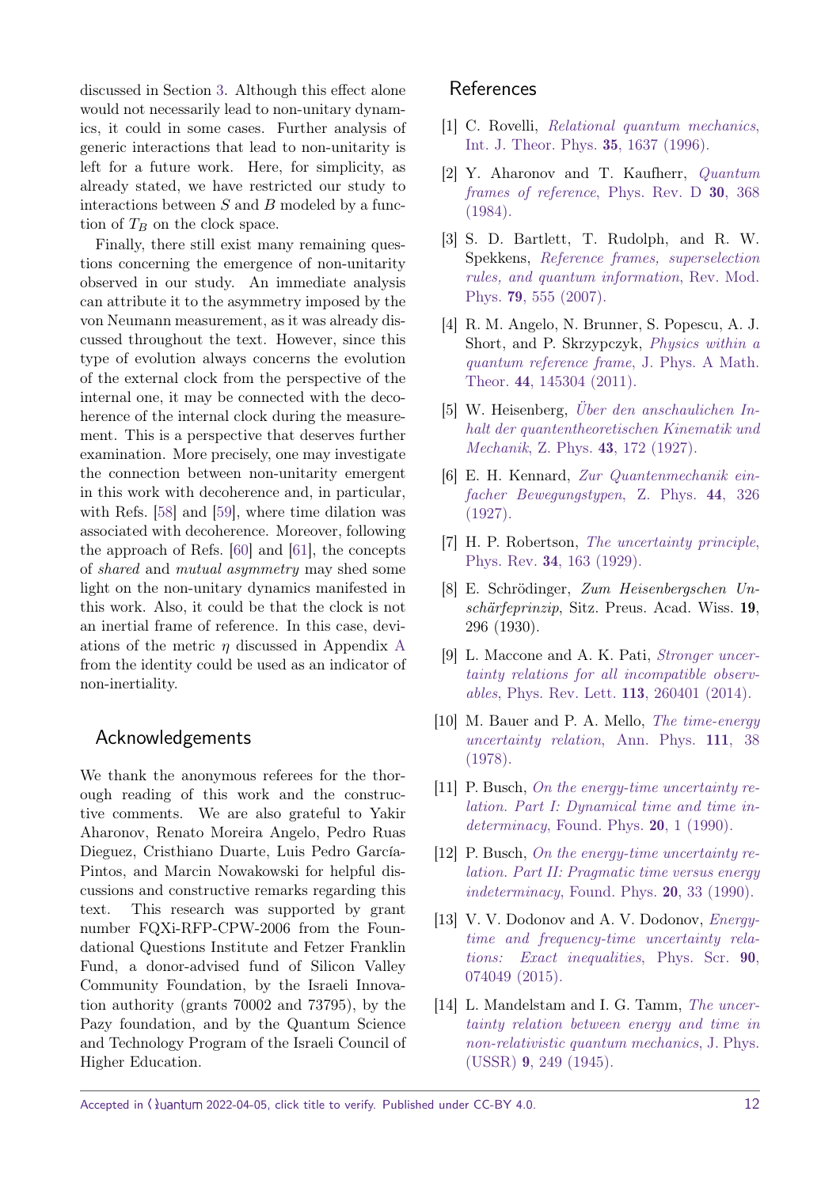discussed in Section 3. Although this effect alone would not necessarily lead to non-unitary dynamics, it could in some cases. Further analysis of generic interactions that lead to non-unitarity is left for a future work. Here, for simplicity, as already stated, we have restricted our study to interactions between $S$ and $B$ modeled by a function of $T_B$ on the clock space.

Finally, there still exist many remaining questions concerning the emergence of non-unitarity observed in our study. An immediate analysis can attribute it to the asymmetry imposed by the von Neumann measurement, as it was already discussed throughout the text. However, since this type of evolution always concerns the evolution of the external clock from the perspective of the internal one, it may be connected with the decoherence of the internal clock during the measurement. This is a perspective that deserves further examination. More precisely, one may investigate the connection between non-unitarity emergent in this work with decoherence and, in particular, with Refs. [58] and [59], where time dilation was associated with decoherence. Moreover, following the approach of Refs. [60] and [61], the concepts of *shared* and *mutual asymmetry* may shed some light on the non-unitary dynamics manifested in this work. Also, it could be that the clock is not an inertial frame of reference. In this case, deviations of the metric $\eta$ discussed in Appendix A from the identity could be used as an indicator of non-inertiality.

## Acknowledgements

We thank the anonymous referees for the thorough reading of this work and the constructive comments. We are also grateful to Yakir Aharonov, Renato Moreira Angelo, Pedro Ruas Dieguez, Cristhiano Duarte, Luis Pedro García-Pintos, and Marcin Nowakowski for helpful discussions and constructive remarks regarding this text. This research was supported by grant number FQXi-RFP-CPW-2006 from the Foundational Questions Institute and Fetzer Franklin Fund, a donor-advised fund of Silicon Valley Community Foundation, by the Israeli Innovation authority (grants 70002 and 73795), by the Pazy foundation, and by the Quantum Science and Technology Program of the Israeli Council of Higher Education.

## References

[1] C. Rovelli, *Relational quantum mechanics*, Int. J. Theor. Phys. **35**, 1637 (1996).

[2] Y. Aharonov and T. Kaufherr, *Quantum frames of reference*, Phys. Rev. D **30**, 368 (1984).

[3] S. D. Bartlett, T. Rudolph, and R. W. Spekkens, *Reference frames, superselection rules, and quantum information*, Rev. Mod. Phys. **79**, 555 (2007).

[4] R. M. Angelo, N. Brunner, S. Popescu, A. J. Short, and P. Skrzypczyk, *Physics within a quantum reference frame*, J. Phys. A Math. Theor. **44**, 145304 (2011).

[5] W. Heisenberg, *Über den anschaulichen Inhalt der quantentheoretischen Kinematik und Mechanik*, Z. Phys. **43**, 172 (1927).

[6] E. H. Kennard, *Zur Quantenmechanik einfacher Bewegungstypen*, Z. Phys. **44**, 326 (1927).

[7] H. P. Robertson, *The uncertainty principle*, Phys. Rev. **34**, 163 (1929).

[8] E. Schrödinger, *Zum Heisenbergschen Unschärfeprinzip*, Sitz. Preus. Acad. Wiss. **19**, 296 (1930).

[9] L. Maccone and A. K. Pati, *Stronger uncertainty relations for all incompatible observables*, Phys. Rev. Lett. **113**, 260401 (2014).

[10] M. Bauer and P. A. Mello, *The time-energy uncertainty relation*, Ann. Phys. **111**, 38 (1978).

[11] P. Busch, *On the energy-time uncertainty relation. Part I: Dynamical time and time indeterminacy*, Found. Phys. **20**, 1 (1990).

[12] P. Busch, *On the energy-time uncertainty relation. Part II: Pragmatic time versus energy indeterminacy*, Found. Phys. **20**, 33 (1990).

[13] V. V. Dodonov and A. V. Dodonov, *Energy-time and frequency-time uncertainty relations: Exact inequalities*, Phys. Scr. **90**, 074049 (2015).

[14] L. Mandelstam and I. G. Tamm, *The uncertainty relation between energy and time in non-relativistic quantum mechanics*, J. Phys. (USSR) **9**, 249 (1945).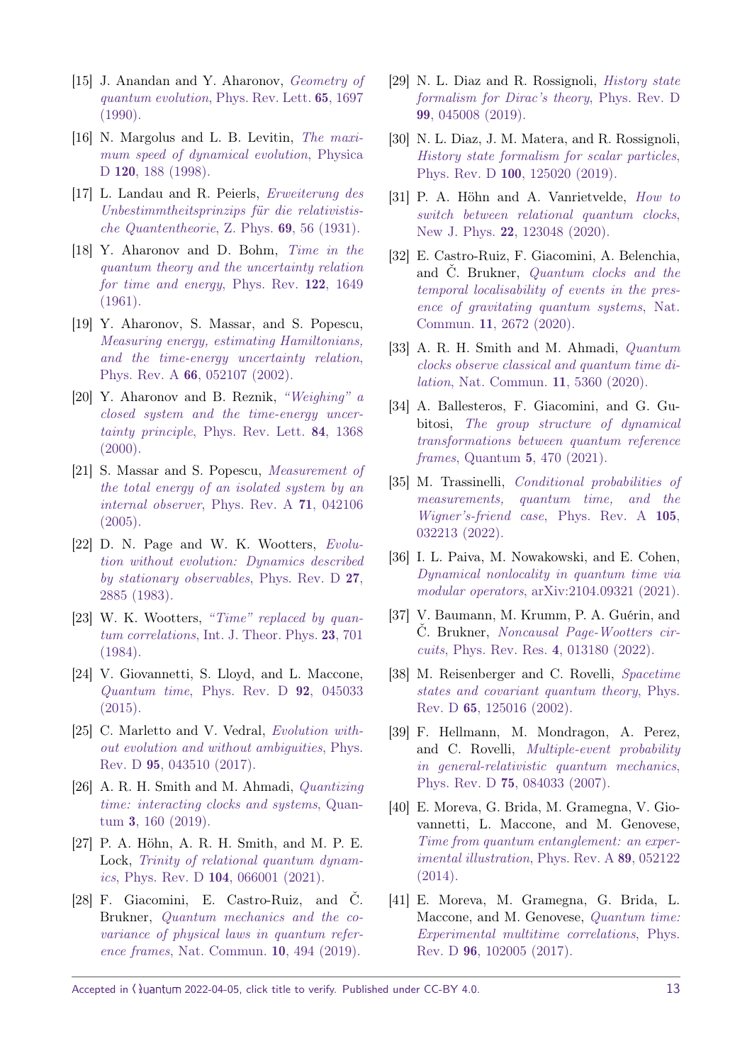[15] J. Anandan and Y. Aharonov, *Geometry of quantum evolution*, Phys. Rev. Lett. **65**, 1697 (1990).

[16] N. Margolus and L. B. Levitin, *The maximum speed of dynamical evolution*, Physica D **120**, 188 (1998).

[17] L. Landau and R. Peierls, *Erweiterung des Unbestimmtheitsprinzips für die relativistische Quantentheorie*, Z. Phys. **69**, 56 (1931).

[18] Y. Aharonov and D. Bohm, *Time in the quantum theory and the uncertainty relation for time and energy*, Phys. Rev. **122**, 1649 (1961).

[19] Y. Aharonov, S. Massar, and S. Popescu, *Measuring energy, estimating Hamiltonians, and the time-energy uncertainty relation*, Phys. Rev. A **66**, 052107 (2002).

[20] Y. Aharonov and B. Reznik, *"Weighing" a closed system and the time-energy uncertainty principle*, Phys. Rev. Lett. **84**, 1368 (2000).

[21] S. Massar and S. Popescu, *Measurement of the total energy of an isolated system by an internal observer*, Phys. Rev. A **71**, 042106 (2005).

[22] D. N. Page and W. K. Wootters, *Evolution without evolution: Dynamics described by stationary observables*, Phys. Rev. D **27**, 2885 (1983).

[23] W. K. Wootters, *"Time" replaced by quantum correlations*, Int. J. Theor. Phys. **23**, 701 (1984).

[24] V. Giovannetti, S. Lloyd, and L. Maccone, *Quantum time*, Phys. Rev. D **92**, 045033 (2015).

[25] C. Marletto and V. Vedral, *Evolution without evolution and without ambiguities*, Phys. Rev. D **95**, 043510 (2017).

[26] A. R. H. Smith and M. Ahmadi, *Quantizing time: interacting clocks and systems*, Quantum **3**, 160 (2019).

[27] P. A. Höhn, A. R. H. Smith, and M. P. E. Lock, *Trinity of relational quantum dynamics*, Phys. Rev. D **104**, 066001 (2021).

[28] F. Giacomini, E. Castro-Ruiz, and Č. Brukner, *Quantum mechanics and the covariance of physical laws in quantum reference frames*, Nat. Commun. **10**, 494 (2019).

[29] N. L. Diaz and R. Rossignoli, *History state formalism for Dirac's theory*, Phys. Rev. D **99**, 045008 (2019).

[30] N. L. Diaz, J. M. Matera, and R. Rossignoli, *History state formalism for scalar particles*, Phys. Rev. D **100**, 125020 (2019).

[31] P. A. Höhn and A. Vanrietvelde, *How to switch between relational quantum clocks*, New J. Phys. **22**, 123048 (2020).

[32] E. Castro-Ruiz, F. Giacomini, A. Belenchia, and Č. Brukner, *Quantum clocks and the temporal localisability of events in the presence of gravitating quantum systems*, Nat. Commun. **11**, 2672 (2020).

[33] A. R. H. Smith and M. Ahmadi, *Quantum clocks observe classical and quantum time dilation*, Nat. Commun. **11**, 5360 (2020).

[34] A. Ballesteros, F. Giacomini, and G. Gubitosi, *The group structure of dynamical transformations between quantum reference frames*, Quantum **5**, 470 (2021).

[35] M. Trassinelli, *Conditional probabilities of measurements, quantum time, and the Wigner's-friend case*, Phys. Rev. A **105**, 032213 (2022).

[36] I. L. Paiva, M. Nowakowski, and E. Cohen, *Dynamical nonlocality in quantum time via modular operators*, arXiv:2104.09321 (2021).

[37] V. Baumann, M. Krumm, P. A. Guérin, and Č. Brukner, *Noncausal Page-Wootters circuits*, Phys. Rev. Res. **4**, 013180 (2022).

[38] M. Reisenberger and C. Rovelli, *Spacetime states and covariant quantum theory*, Phys. Rev. D **65**, 125016 (2002).

[39] F. Hellmann, M. Mondragon, A. Perez, and C. Rovelli, *Multiple-event probability in general-relativistic quantum mechanics*, Phys. Rev. D **75**, 084033 (2007).

[40] E. Moreva, G. Brida, M. Gramegna, V. Giovannetti, L. Maccone, and M. Genovese, *Time from quantum entanglement: an experimental illustration*, Phys. Rev. A **89**, 052122 (2014).

[41] E. Moreva, M. Gramegna, G. Brida, L. Maccone, and M. Genovese, *Quantum time: Experimental multitime correlations*, Phys. Rev. D **96**, 102005 (2017).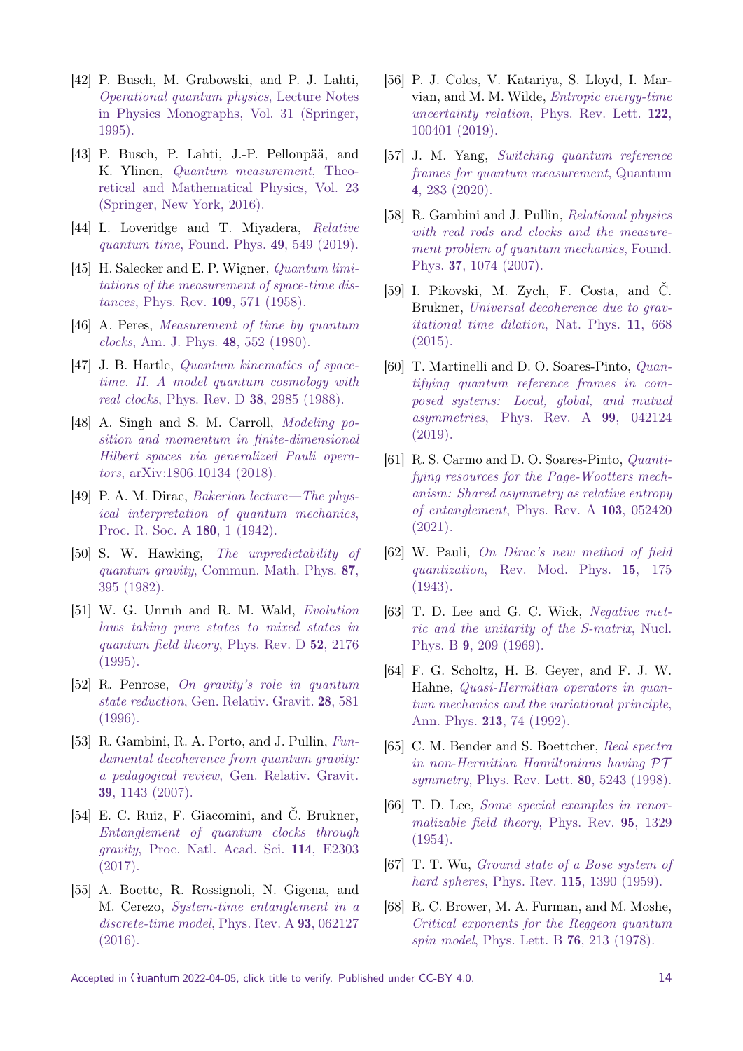[42] P. Busch, M. Grabowski, and P. J. Lahti, *Operational quantum physics*, Lecture Notes in Physics Monographs, Vol. 31 (Springer, 1995).

[43] P. Busch, P. Lahti, J.-P. Pellonpää, and K. Ylinen, *Quantum measurement*, Theoretical and Mathematical Physics, Vol. 23 (Springer, New York, 2016).

[44] L. Loveridge and T. Miyadera, *Relative quantum time*, Found. Phys. **49**, 549 (2019).

[45] H. Salecker and E. P. Wigner, *Quantum limitations of the measurement of space-time distances*, Phys. Rev. **109**, 571 (1958).

[46] A. Peres, *Measurement of time by quantum clocks*, Am. J. Phys. **48**, 552 (1980).

[47] J. B. Hartle, *Quantum kinematics of spacetime. II. A model quantum cosmology with real clocks*, Phys. Rev. D **38**, 2985 (1988).

[48] A. Singh and S. M. Carroll, *Modeling position and momentum in finite-dimensional Hilbert spaces via generalized Pauli operators*, arXiv:1806.10134 (2018).

[49] P. A. M. Dirac, *Bakerian lecture—The physical interpretation of quantum mechanics*, Proc. R. Soc. A **180**, 1 (1942).

[50] S. W. Hawking, *The unpredictability of quantum gravity*, Commun. Math. Phys. **87**, 395 (1982).

[51] W. G. Unruh and R. M. Wald, *Evolution laws taking pure states to mixed states in quantum field theory*, Phys. Rev. D **52**, 2176 (1995).

[52] R. Penrose, *On gravity's role in quantum state reduction*, Gen. Relativ. Gravit. **28**, 581 (1996).

[53] R. Gambini, R. A. Porto, and J. Pullin, *Fundamental decoherence from quantum gravity: a pedagogical review*, Gen. Relativ. Gravit. **39**, 1143 (2007).

[54] E. C. Ruiz, F. Giacomini, and Č. Brukner, *Entanglement of quantum clocks through gravity*, Proc. Natl. Acad. Sci. **114**, E2303 (2017).

[55] A. Boette, R. Rossignoli, N. Gigena, and M. Cerezo, *System-time entanglement in a discrete-time model*, Phys. Rev. A **93**, 062127 (2016).

[56] P. J. Coles, V. Katariya, S. Lloyd, I. Marvian, and M. M. Wilde, *Entropic energy-time uncertainty relation*, Phys. Rev. Lett. **122**, 100401 (2019).

[57] J. M. Yang, *Switching quantum reference frames for quantum measurement*, Quantum **4**, 283 (2020).

[58] R. Gambini and J. Pullin, *Relational physics with real rods and clocks and the measurement problem of quantum mechanics*, Found. Phys. **37**, 1074 (2007).

[59] I. Pikovski, M. Zych, F. Costa, and Č. Brukner, *Universal decoherence due to gravitational time dilation*, Nat. Phys. **11**, 668 (2015).

[60] T. Martinelli and D. O. Soares-Pinto, *Quantifying quantum reference frames in composed systems: Local, global, and mutual asymmetries*, Phys. Rev. A **99**, 042124 (2019).

[61] R. S. Carmo and D. O. Soares-Pinto, *Quantifying resources for the Page-Wootters mechanism: Shared asymmetry as relative entropy of entanglement*, Phys. Rev. A **103**, 052420 (2021).

[62] W. Pauli, *On Dirac's new method of field quantization*, Rev. Mod. Phys. **15**, 175 (1943).

[63] T. D. Lee and G. C. Wick, *Negative metric and the unitarity of the S-matrix*, Nucl. Phys. B **9**, 209 (1969).

[64] F. G. Scholtz, H. B. Geyer, and F. J. W. Hahne, *Quasi-Hermitian operators in quantum mechanics and the variational principle*, Ann. Phys. **213**, 74 (1992).

[65] C. M. Bender and S. Boettcher, *Real spectra in non-Hermitian Hamiltonians having $\mathcal{PT}$ symmetry*, Phys. Rev. Lett. **80**, 5243 (1998).

[66] T. D. Lee, *Some special examples in renormalizable field theory*, Phys. Rev. **95**, 1329 (1954).

[67] T. T. Wu, *Ground state of a Bose system of hard spheres*, Phys. Rev. **115**, 1390 (1959).

[68] R. C. Brower, M. A. Furman, and M. Moshe, *Critical exponents for the Reggeon quantum spin model*, Phys. Lett. B **76**, 213 (1978).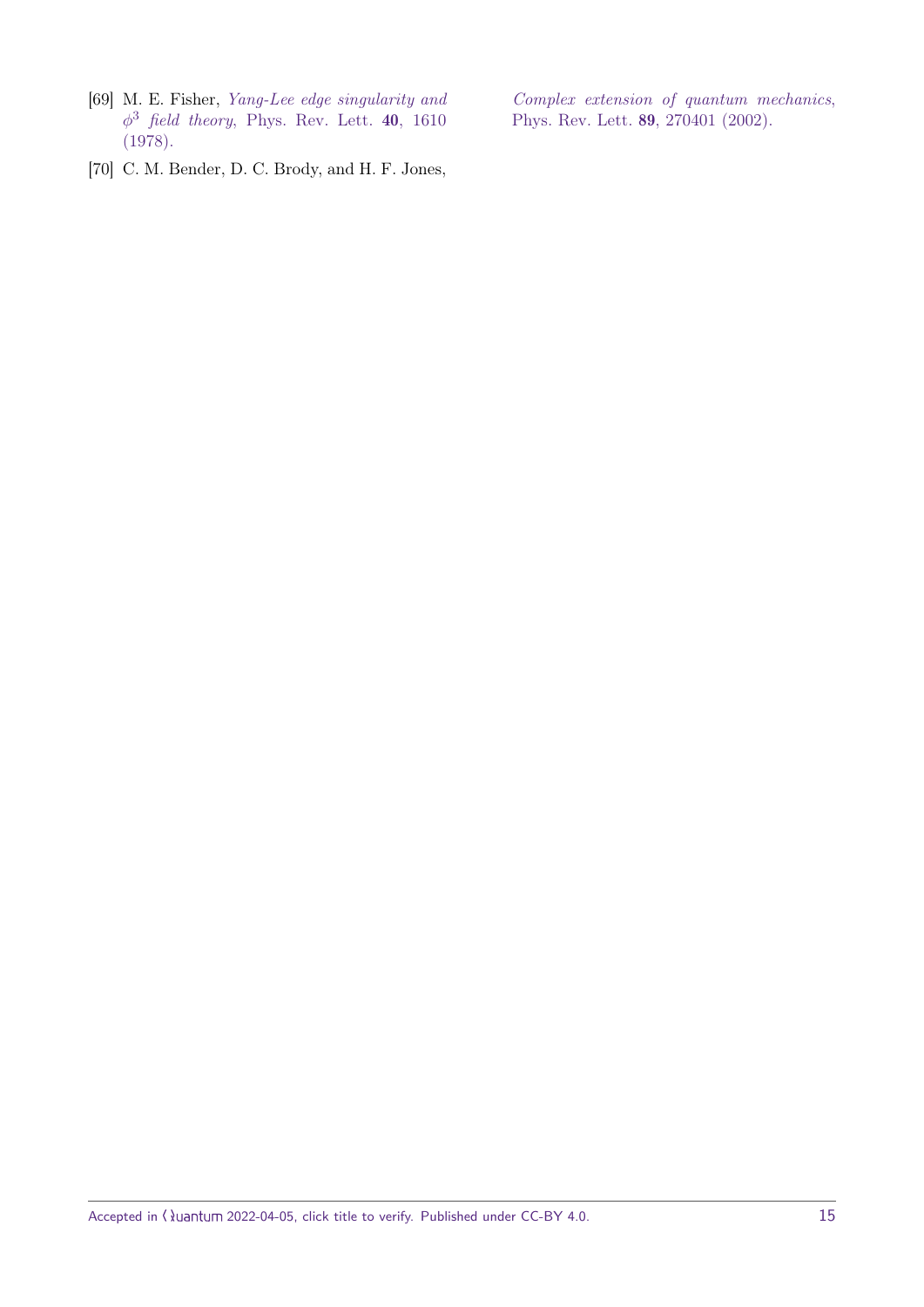[69] M. E. Fisher, *Yang-Lee edge singularity and $\phi^3$ field theory*, Phys. Rev. Lett. **40**, 1610 (1978).

[70] C. M. Bender, D. C. Brody, and H. F. Jones, *Complex extension of quantum mechanics*, Phys. Rev. Lett. **89**, 270401 (2002).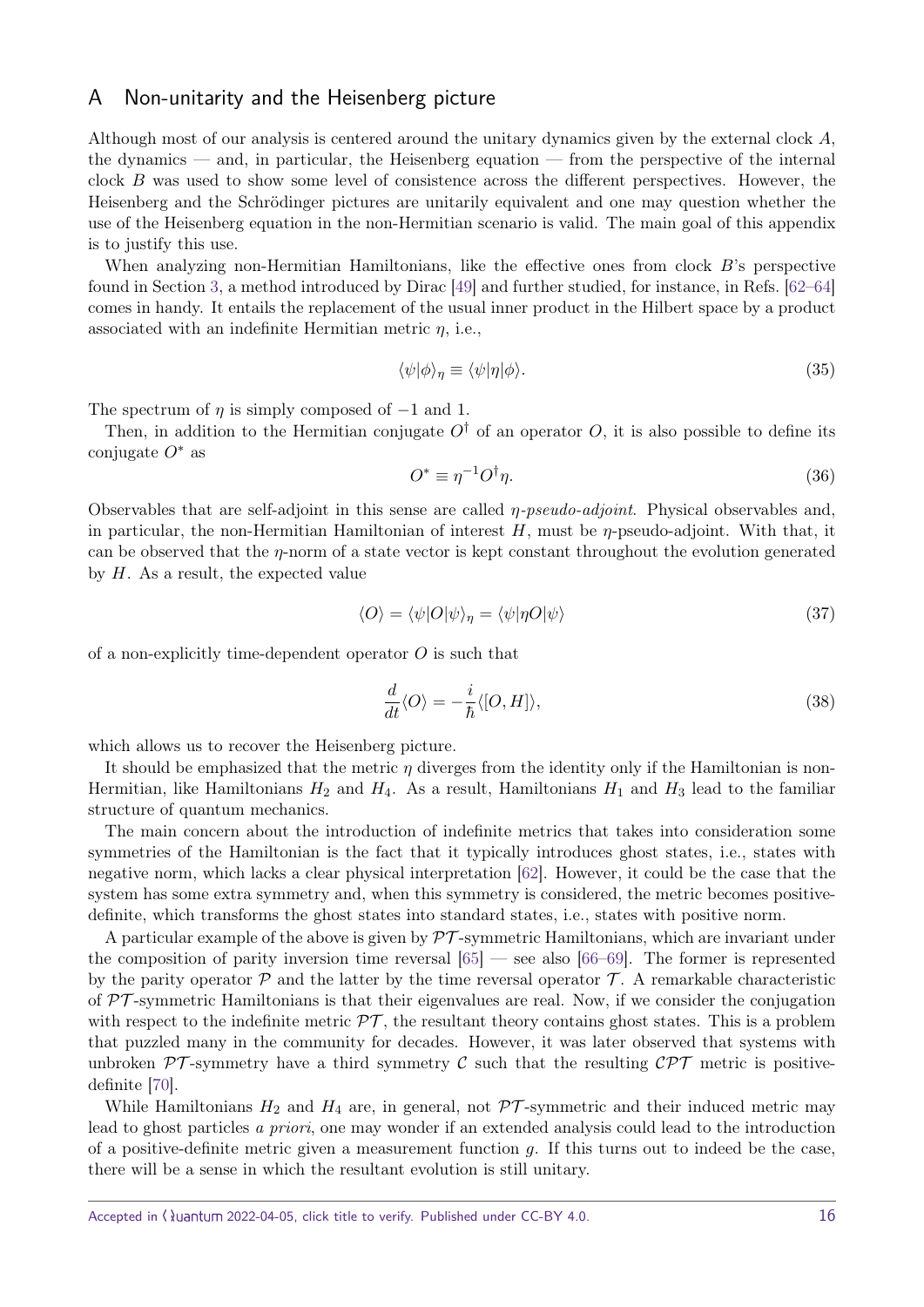## A Non-unitarity and the Heisenberg picture

Although most of our analysis is centered around the unitary dynamics given by the external clock $A$, the dynamics — and, in particular, the Heisenberg equation — from the perspective of the internal clock $B$ was used to show some level of consistence across the different perspectives. However, the Heisenberg and the Schrödinger pictures are unitarily equivalent and one may question whether the use of the Heisenberg equation in the non-Hermitian scenario is valid. The main goal of this appendix is to justify this use.

When analyzing non-Hermitian Hamiltonians, like the effective ones from clock $B$'s perspective found in Section 3, a method introduced by Dirac [49] and further studied, for instance, in Refs. [62–64] comes in handy. It entails the replacement of the usual inner product in the Hilbert space by a product associated with an indefinite Hermitian metric $\eta$, i.e.,

$$\langle\psi|\phi\rangle_\eta \equiv \langle\psi|\eta|\phi\rangle. \tag{35}$$

The spectrum of $\eta$ is simply composed of $-1$ and $1$.

Then, in addition to the Hermitian conjugate $O^\dagger$ of an operator $O$, it is also possible to define its conjugate $O^*$ as

$$O^* \equiv \eta^{-1} O^\dagger \eta. \tag{36}$$

Observables that are self-adjoint in this sense are called *$\eta$-pseudo-adjoint*. Physical observables and, in particular, the non-Hermitian Hamiltonian of interest $H$, must be $\eta$-pseudo-adjoint. With that, it can be observed that the $\eta$-norm of a state vector is kept constant throughout the evolution generated by $H$. As a result, the expected value

$$\langle O\rangle = \langle\psi|O|\psi\rangle_\eta = \langle\psi|\eta O|\psi\rangle \tag{37}$$

of a non-explicitly time-dependent operator $O$ is such that

$$\frac{d}{dt}\langle O\rangle = -\frac{i}{\hbar}\langle[O, H]\rangle, \tag{38}$$

which allows us to recover the Heisenberg picture.

It should be emphasized that the metric $\eta$ diverges from the identity only if the Hamiltonian is non-Hermitian, like Hamiltonians $H_2$ and $H_4$. As a result, Hamiltonians $H_1$ and $H_3$ lead to the familiar structure of quantum mechanics.

The main concern about the introduction of indefinite metrics that takes into consideration some symmetries of the Hamiltonian is the fact that it typically introduces ghost states, i.e., states with negative norm, which lacks a clear physical interpretation [62]. However, it could be the case that the system has some extra symmetry and, when this symmetry is considered, the metric becomes positive-definite, which transforms the ghost states into standard states, i.e., states with positive norm.

A particular example of the above is given by $\mathcal{PT}$-symmetric Hamiltonians, which are invariant under the composition of parity inversion time reversal [65] — see also [66–69]. The former is represented by the parity operator $\mathcal{P}$ and the latter by the time reversal operator $\mathcal{T}$. A remarkable characteristic of $\mathcal{PT}$-symmetric Hamiltonians is that their eigenvalues are real. Now, if we consider the conjugation with respect to the indefinite metric $\mathcal{PT}$, the resultant theory contains ghost states. This is a problem that puzzled many in the community for decades. However, it was later observed that systems with unbroken $\mathcal{PT}$-symmetry have a third symmetry $\mathcal{C}$ such that the resulting $\mathcal{CPT}$ metric is positive-definite [70].

While Hamiltonians $H_2$ and $H_4$ are, in general, not $\mathcal{PT}$-symmetric and their induced metric may lead to ghost particles *a priori*, one may wonder if an extended analysis could lead to the introduction of a positive-definite metric given a measurement function $g$. If this turns out to indeed be the case, there will be a sense in which the resultant evolution is still unitary.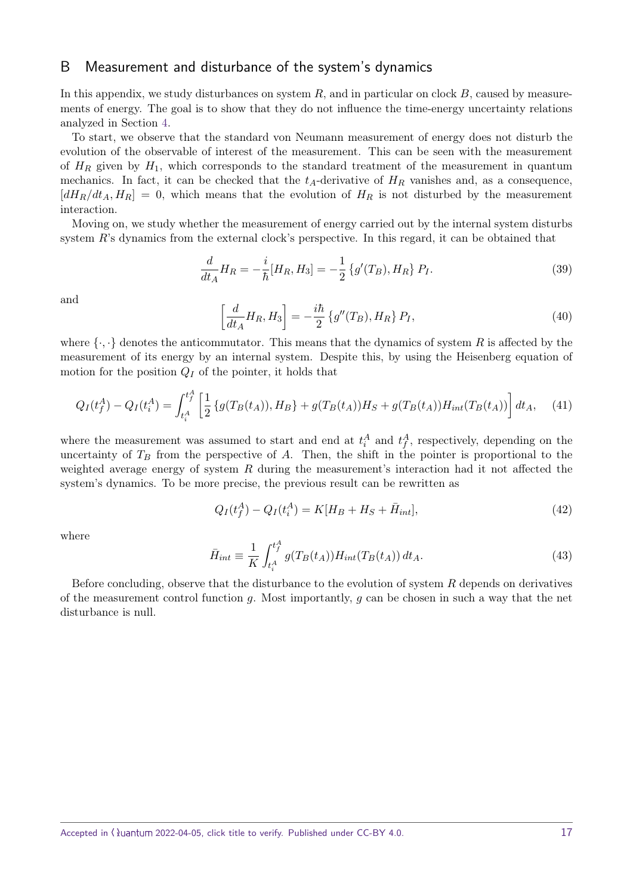## B Measurement and disturbance of the system's dynamics

In this appendix, we study disturbances on system $R$, and in particular on clock $B$, caused by measurements of energy. The goal is to show that they do not influence the time-energy uncertainty relations analyzed in Section 4.

To start, we observe that the standard von Neumann measurement of energy does not disturb the evolution of the observable of interest of the measurement. This can be seen with the measurement of $H_R$ given by $H_1$, which corresponds to the standard treatment of the measurement in quantum mechanics. In fact, it can be checked that the $t_A$-derivative of $H_R$ vanishes and, as a consequence, $[dH_R/dt_A, H_R] = 0$, which means that the evolution of $H_R$ is not disturbed by the measurement interaction.

Moving on, we study whether the measurement of energy carried out by the internal system disturbs system $R$'s dynamics from the external clock's perspective. In this regard, it can be obtained that

$$\frac{d}{dt_A} H_R = -\frac{i}{\hbar}[H_R, H_3] = -\frac{1}{2}\left\{g'(T_B), H_R\right\} P_I. \tag{39}$$

and

$$\left[\frac{d}{dt_A} H_R, H_3\right] = -\frac{i\hbar}{2}\left\{g''(T_B), H_R\right\} P_I, \tag{40}$$

where $\{\cdot,\cdot\}$ denotes the anticommutator. This means that the dynamics of system $R$ is affected by the measurement of its energy by an internal system. Despite this, by using the Heisenberg equation of motion for the position $Q_I$ of the pointer, it holds that

$$Q_I(t_f^A) - Q_I(t_i^A) = \int_{t_i^A}^{t_f^A} \left[\frac{1}{2}\left\{g(T_B(t_A)), H_B\right\} + g(T_B(t_A))H_S + g(T_B(t_A))H_{int}(T_B(t_A))\right] dt_A, \tag{41}$$

where the measurement was assumed to start and end at $t_i^A$ and $t_f^A$, respectively, depending on the uncertainty of $T_B$ from the perspective of $A$. Then, the shift in the pointer is proportional to the weighted average energy of system $R$ during the measurement's interaction had it not affected the system's dynamics. To be more precise, the previous result can be rewritten as

$$Q_I(t_f^A) - Q_I(t_i^A) = K[H_B + H_S + \bar{H}_{int}], \tag{42}$$

where

$$\bar{H}_{int} \equiv \frac{1}{K}\int_{t_i^A}^{t_f^A} g(T_B(t_A))H_{int}(T_B(t_A))\, dt_A. \tag{43}$$

Before concluding, observe that the disturbance to the evolution of system $R$ depends on derivatives of the measurement control function $g$. Most importantly, $g$ can be chosen in such a way that the net disturbance is null.